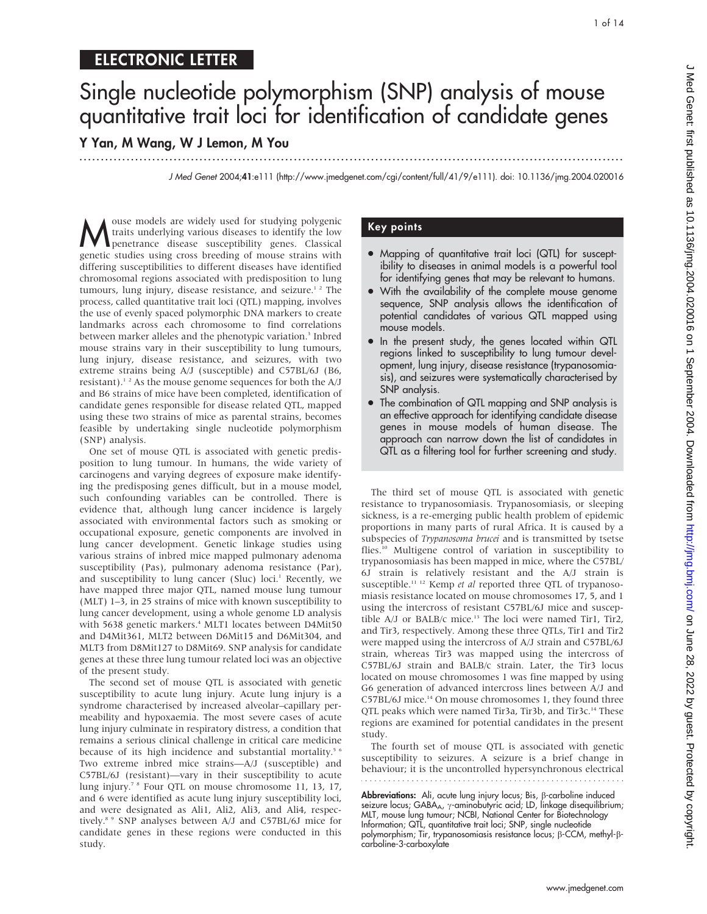## ELECTRONIC LETTER

# Single nucleotide polymorphism (SNP) analysis of mouse quantitative trait loci for identification of candidate genes

**Y Yan, M Wang, W J Lemon, M You**

*J Med Genet* 2004;**41**:e111 (http://www.jmedgenet.com/cgi/content/full/41/9/e111). doi: 10.1136/jmg.2004.020016

Mouse models are widely used for studying polygenic traits underlying various diseases to identify the low penetrance disease susceptibility genes. Classical genetic studies using cross breeding of mouse strains with differing susceptibilities to different diseases have identified chromosomal regions associated with predisposition to lung tumours, lung injury, disease resistance, and seizure.[1 2] The process, called quantitative trait loci (QTL) mapping, involves the use of evenly spaced polymorphic DNA markers to create landmarks across each chromosome to find correlations between marker alleles and the phenotypic variation.[3] Inbred mouse strains vary in their susceptibility to lung tumours, lung injury, disease resistance, and seizures, with two extreme strains being A/J (susceptible) and C57BL/6J (B6, resistant).[1 2] As the mouse genome sequences for both the A/J and B6 strains of mice have been completed, identification of candidate genes responsible for disease related QTL, mapped using these two strains of mice as parental strains, becomes feasible by undertaking single nucleotide polymorphism (SNP) analysis.

One set of mouse QTL is associated with genetic predisposition to lung tumour. In humans, the wide variety of carcinogens and varying degrees of exposure make identifying the predisposing genes difficult, but in a mouse model, such confounding variables can be controlled. There is evidence that, although lung cancer incidence is largely associated with environmental factors such as smoking or occupational exposure, genetic components are involved in lung cancer development. Genetic linkage studies using various strains of inbred mice mapped pulmonary adenoma susceptibility (Pas), pulmonary adenoma resistance (Par), and susceptibility to lung cancer (Sluc) loci.[1] Recently, we have mapped three major QTL, named mouse lung tumour (MLT) 1–3, in 25 strains of mice with known susceptibility to lung cancer development, using a whole genome LD analysis with 5638 genetic markers.[4] MLT1 locates between D4Mit50 and D4Mit361, MLT2 between D6Mit15 and D6Mit304, and MLT3 from D8Mit127 to D8Mit69. SNP analysis for candidate genes at these three lung tumour related loci was an objective of the present study.

The second set of mouse QTL is associated with genetic susceptibility to acute lung injury. Acute lung injury is a syndrome characterised by increased alveolar–capillary permeability and hypoxaemia. The most severe cases of acute lung injury culminate in respiratory distress, a condition that remains a serious clinical challenge in critical care medicine because of its high incidence and substantial mortality.[5 6] Two extreme inbred mice strains—A/J (susceptible) and C57BL/6J (resistant)—vary in their susceptibility to acute lung injury.[7 8] Four QTL on mouse chromosome 11, 13, 17, and 6 were identified as acute lung injury susceptibility loci, and were designated as Ali1, Ali2, Ali3, and Ali4, respectively.[8 9] SNP analyses between A/J and C57BL/6J mice for candidate genes in these regions were conducted in this study.

### Key points

- Mapping of quantitative trait loci (QTL) for susceptibility to diseases in animal models is a powerful tool for identifying genes that may be relevant to humans.
- With the availability of the complete mouse genome sequence, SNP analysis allows the identification of potential candidates of various QTL mapped using mouse models.
- In the present study, the genes located within QTL regions linked to susceptibility to lung tumour development, lung injury, disease resistance (trypanosomiasis), and seizures were systematically characterised by SNP analysis.
- The combination of QTL mapping and SNP analysis is an effective approach for identifying candidate disease genes in mouse models of human disease. The approach can narrow down the list of candidates in QTL as a filtering tool for further screening and study.

The third set of mouse QTL is associated with genetic resistance to trypanosomiasis. Trypanosomiasis, or sleeping sickness, is a re-emerging public health problem of epidemic proportions in many parts of rural Africa. It is caused by a subspecies of *Trypanosoma brucei* and is transmitted by tsetse flies.[10] Multigene control of variation in susceptibility to trypanosomiasis has been mapped in mice, where the C57BL/6J strain is relatively resistant and the A/J strain is susceptible.[11 12] Kemp *et al* reported three QTL of trypanosomiasis resistance located on mouse chromosomes 17, 5, and 1 using the intercross of resistant C57BL/6J mice and susceptible A/J or BALB/c mice.[13] The loci were named Tir1, Tir2, and Tir3, respectively. Among these three QTLs, Tir1 and Tir2 were mapped using the intercross of A/J strain and C57BL/6J strain, whereas Tir3 was mapped using the intercross of C57BL/6J strain and BALB/c strain. Later, the Tir3 locus located on mouse chromosomes 1 was fine mapped by using G6 generation of advanced intercross lines between A/J and C57BL/6J mice.[14] On mouse chromosomes 1, they found three QTL peaks which were named Tir3a, Tir3b, and Tir3c.[14] These regions are examined for potential candidates in the present study.

The fourth set of mouse QTL is associated with genetic susceptibility to seizures. A seizure is a brief change in behaviour; it is the uncontrolled hypersynchronous electrical

**Abbreviations:** Ali, acute lung injury locus; Bis, β-carboline induced seizure locus; $GABA_A$, γ-aminobutyric acid; LD, linkage disequilibrium; MLT, mouse lung tumour; NCBI, National Center for Biotechnology Information; QTL, quantitative trait loci; SNP, single nucleotide polymorphism; Tir, trypanosomiasis resistance locus; β-CCM, methyl-β-carboline-3-carboxylate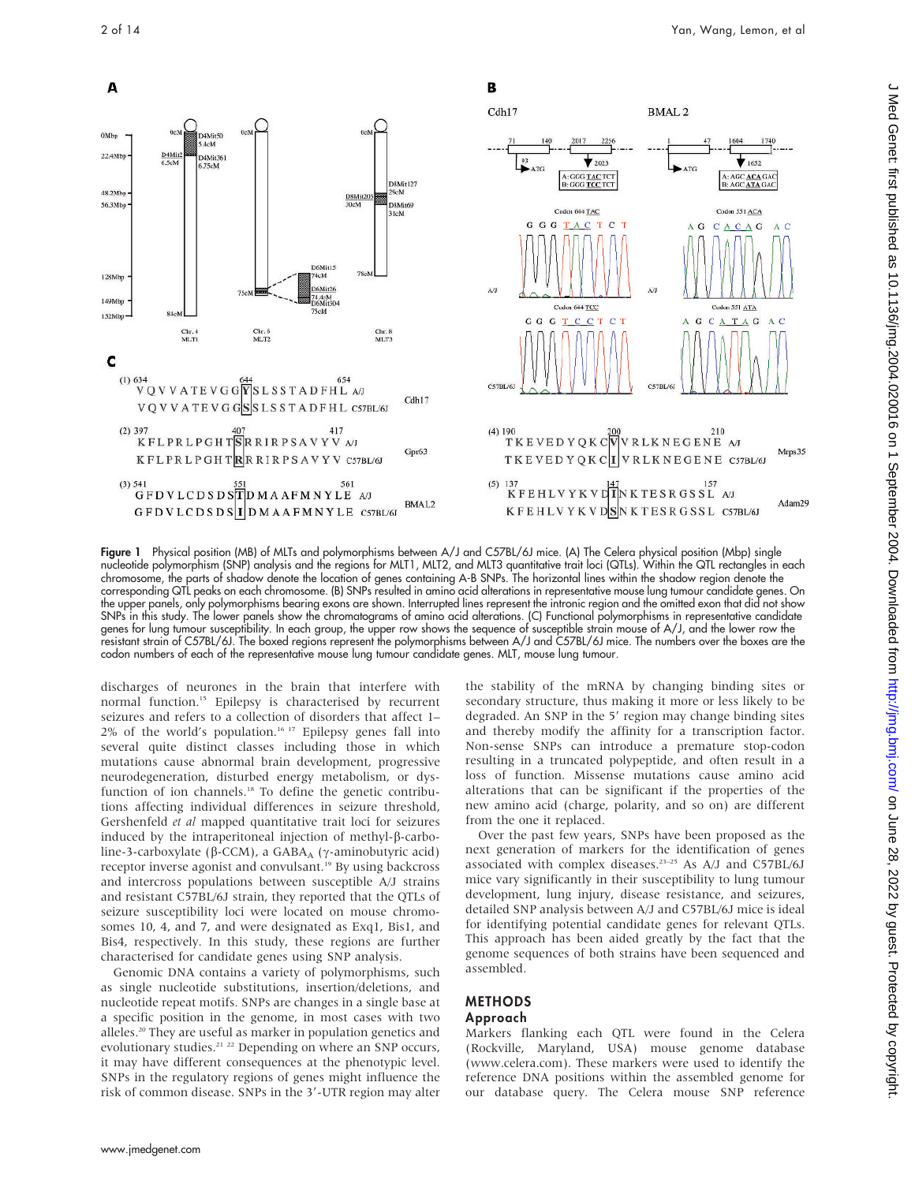Figure 1 Physical position (MB) of MLTs and polymorphisms between A/J and C57BL/6J mice. (A) The Celera physical position (Mbp) single nucleotide polymorphism (SNP) analysis and the regions for MLT1, MLT2, and MLT3 quantitative trait loci (QTLs). Within the QTL rectangles in each chromosome, the parts of shadow denote the location of genes containing A-B SNPs. The horizontal lines within the shadow region denote the corresponding QTL peaks on each chromosome. (B) SNPs resulted in amino acid alterations in representative mouse lung tumour candidate genes. On the upper panels, only polymorphisms bearing exons are shown. Interrupted lines represent the intronic region and the omitted exon that did not show SNPs in this study. The lower panels show the chromatograms of amino acid alterations. (C) Functional polymorphisms in representative candidate genes for lung tumour susceptibility. In each group, the upper row shows the sequence of susceptible strain mouse of A/J, and the lower row the resistant strain of C57BL/6J. The boxed regions represent the polymorphisms between A/J and C57BL/6J mice. The numbers over the boxes are the codon numbers of each of the representative mouse lung tumour candidate genes. MLT, mouse lung tumour.

discharges of neurones in the brain that interfere with normal function.[15] Epilepsy is characterised by recurrent seizures and refers to a collection of disorders that affect 1–2% of the world's population.[16 17] Epilepsy genes fall into several quite distinct classes including those in which mutations cause abnormal brain development, progressive neurodegeneration, disturbed energy metabolism, or dysfunction of ion channels.[18] To define the genetic contributions affecting individual differences in seizure threshold, Gershenfeld *et al* mapped quantitative trait loci for seizures induced by the intraperitoneal injection of methyl-β-carboline-3-carboxylate (β-CCM), a $GABA_A$ (γ-aminobutyric acid) receptor inverse agonist and convulsant.[19] By using backcross and intercross populations between susceptible A/J strains and resistant C57BL/6J strain, they reported that the QTLs of seizure susceptibility loci were located on mouse chromosomes 10, 4, and 7, and were designated as Exq1, Bis1, and Bis4, respectively. In this study, these regions are further characterised for candidate genes using SNP analysis.

Genomic DNA contains a variety of polymorphisms, such as single nucleotide substitutions, insertion/deletions, and nucleotide repeat motifs. SNPs are changes in a single base at a specific position in the genome, in most cases with two alleles.[20] They are useful as marker in population genetics and evolutionary studies.[21 22] Depending on where an SNP occurs, it may have different consequences at the phenotypic level. SNPs in the regulatory regions of genes might influence the risk of common disease. SNPs in the 3′-UTR region may alter the stability of the mRNA by changing binding sites or secondary structure, thus making it more or less likely to be degraded. An SNP in the 5′ region may change binding sites and thereby modify the affinity for a transcription factor. Non-sense SNPs can introduce a premature stop-codon resulting in a truncated polypeptide, and often result in a loss of function. Missense mutations cause amino acid alterations that can be significant if the properties of the new amino acid (charge, polarity, and so on) are different from the one it replaced.

Over the past few years, SNPs have been proposed as the next generation of markers for the identification of genes associated with complex diseases.[23–25] As A/J and C57BL/6J mice vary significantly in their susceptibility to lung tumour development, lung injury, disease resistance, and seizures, detailed SNP analysis between A/J and C57BL/6J mice is ideal for identifying potential candidate genes for relevant QTLs. This approach has been aided greatly by the fact that the genome sequences of both strains have been sequenced and assembled.

## METHODS

### Approach

Markers flanking each QTL were found in the Celera (Rockville, Maryland, USA) mouse genome database (www.celera.com). These markers were used to identify the reference DNA positions within the assembled genome for our database query. The Celera mouse SNP reference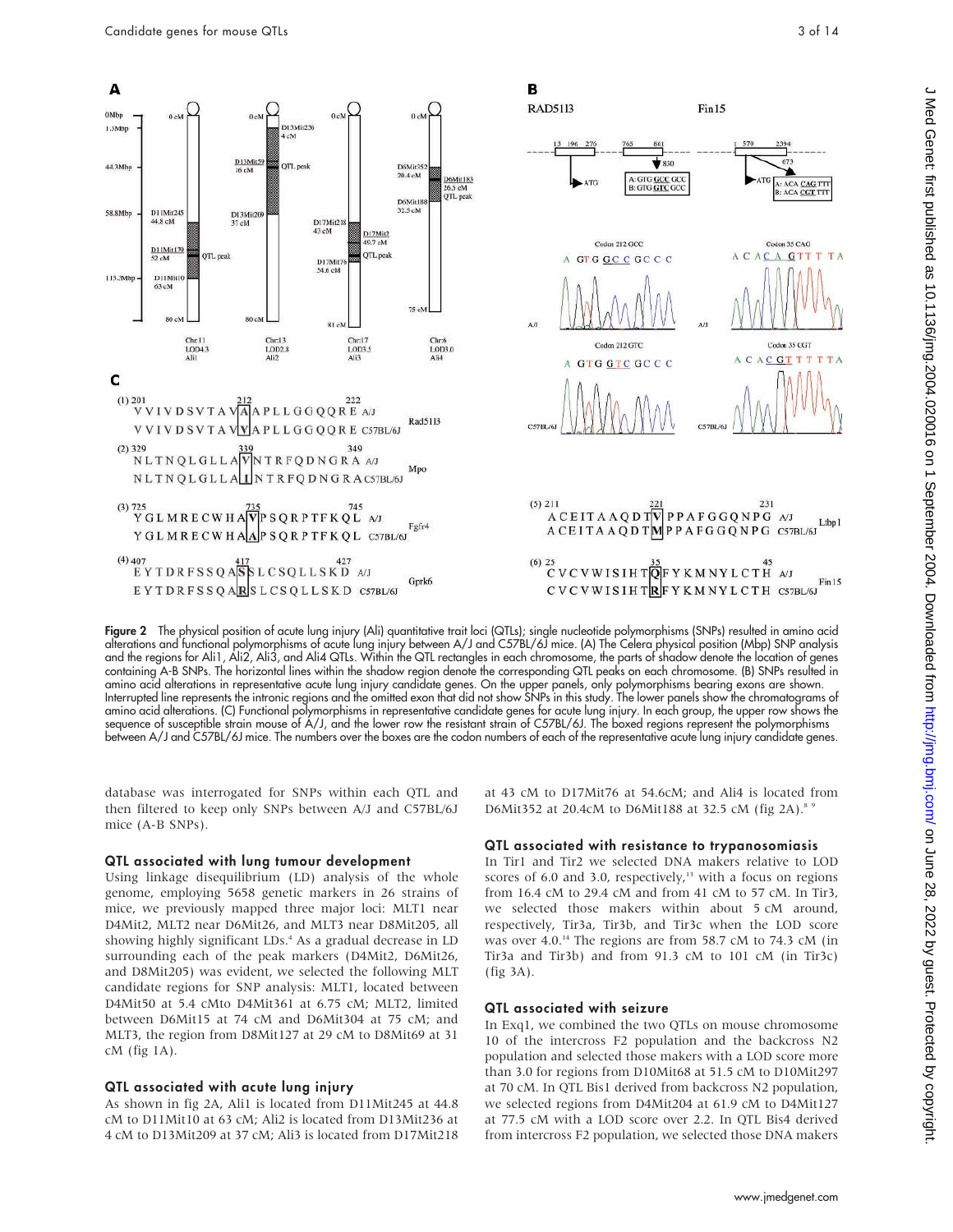**Figure 2** The physical position of acute lung injury (Ali) quantitative trait loci (QTLs); single nucleotide polymorphisms (SNPs) resulted in amino acid alterations and functional polymorphisms of acute lung injury between A/J and C57BL/6J mice. (A) The Celera physical position (Mbp) SNP analysis and the regions for Ali1, Ali2, Ali3, and Ali4 QTLs. Within the QTL rectangles in each chromosome, the parts of shadow denote the location of genes containing A-B SNPs. The horizontal lines within the shadow region denote the corresponding QTL peaks on each chromosome. (B) SNPs resulted in amino acid alterations in representative acute lung injury candidate genes. On the upper panels, only polymorphisms bearing exons are shown. Interrupted line represents the intronic regions and the omitted exon that did not show SNPs in this study. The lower panels show the chromatograms of amino acid alterations. (C) Functional polymorphisms in representative candidate genes for acute lung injury. In each group, the upper row shows the sequence of susceptible strain mouse of A/J, and the lower row the resistant strain of C57BL/6J. The boxed regions represent the polymorphisms between A/J and C57BL/6J mice. The numbers over the boxes are the codon numbers of each of the representative acute lung injury candidate genes.

database was interrogated for SNPs within each QTL and then filtered to keep only SNPs between A/J and C57BL/6J mice (A-B SNPs).

### QTL associated with lung tumour development

Using linkage disequilibrium (LD) analysis of the whole genome, employing 5658 genetic markers in 26 strains of mice, we previously mapped three major loci: MLT1 near D4Mit2, MLT2 near D6Mit26, and MLT3 near D8Mit205, all showing highly significant LDs.[4] As a gradual decrease in LD surrounding each of the peak markers (D4Mit2, D6Mit26, and D8Mit205) was evident, we selected the following MLT candidate regions for SNP analysis: MLT1, located between D4Mit50 at 5.4 cMto D4Mit361 at 6.75 cM; MLT2, limited between D6Mit15 at 74 cM and D6Mit304 at 75 cM; and MLT3, the region from D8Mit127 at 29 cM to D8Mit69 at 31 cM (fig 1A).

### QTL associated with acute lung injury

As shown in fig 2A, Ali1 is located from D11Mit245 at 44.8 cM to D11Mit10 at 63 cM; Ali2 is located from D13Mit236 at 4 cM to D13Mit209 at 37 cM; Ali3 is located from D17Mit218 at 43 cM to D17Mit76 at 54.6cM; and Ali4 is located from D6Mit352 at 20.4cM to D6Mit188 at 32.5 cM (fig 2A).[8 9]

### QTL associated with resistance to trypanosomiasis

In Tir1 and Tir2 we selected DNA makers relative to LOD scores of 6.0 and 3.0, respectively,[13] with a focus on regions from 16.4 cM to 29.4 cM and from 41 cM to 57 cM. In Tir3, we selected those makers within about 5 cM around, respectively, Tir3a, Tir3b, and Tir3c when the LOD score was over 4.0.[14] The regions are from 58.7 cM to 74.3 cM (in Tir3a and Tir3b) and from 91.3 cM to 101 cM (in Tir3c) (fig 3A).

### QTL associated with seizure

In Exq1, we combined the two QTLs on mouse chromosome 10 of the intercross F2 population and the backcross N2 population and selected those makers with a LOD score more than 3.0 for regions from D10Mit68 at 51.5 cM to D10Mit297 at 70 cM. In QTL Bis1 derived from backcross N2 population, we selected regions from D4Mit204 at 61.9 cM to D4Mit127 at 77.5 cM with a LOD score over 2.2. In QTL Bis4 derived from intercross F2 population, we selected those DNA makers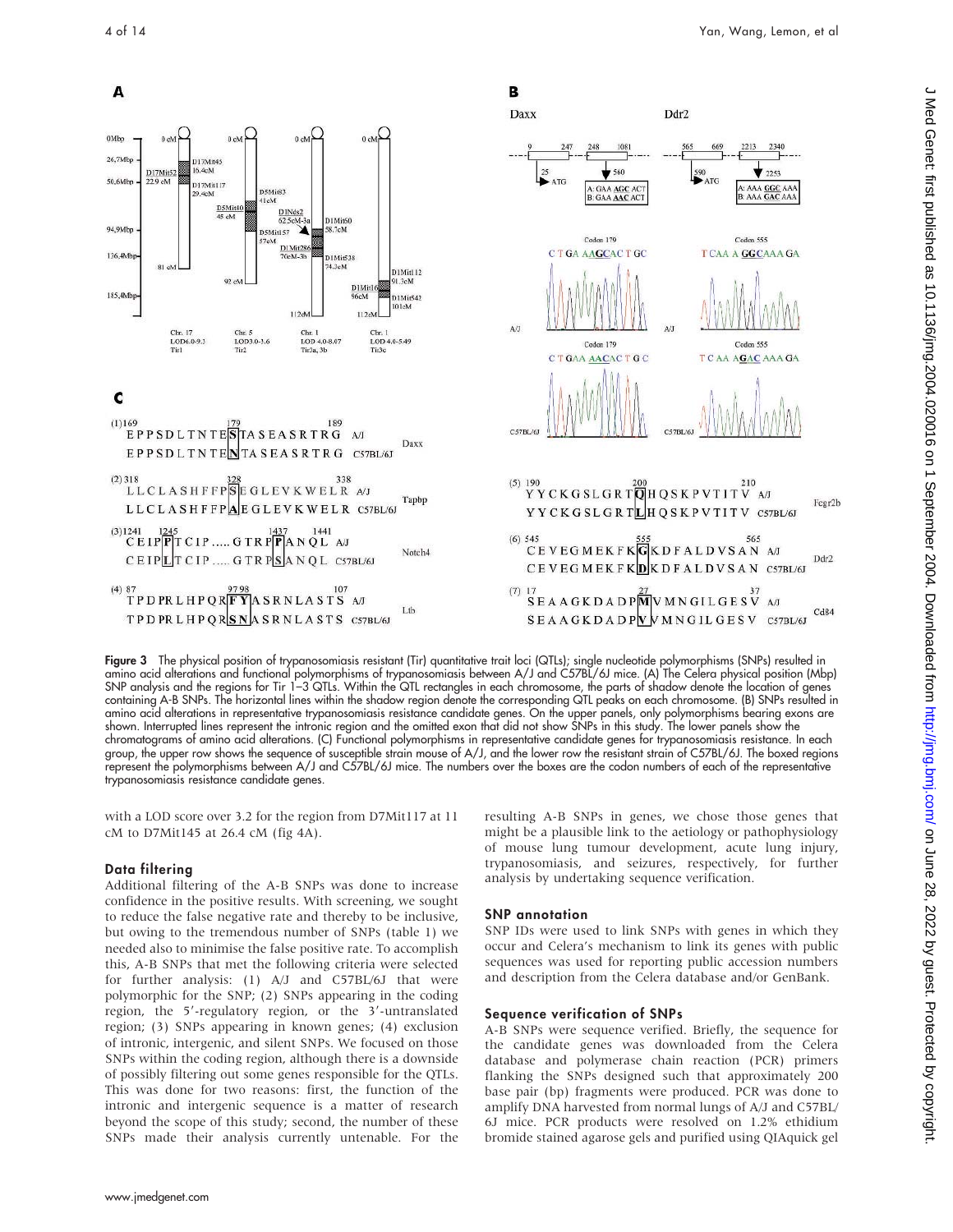**Figure 3** The physical position of trypanosomiasis resistant (Tir) quantitative trait loci (QTLs); single nucleotide polymorphisms (SNPs) resulted in amino acid alterations and functional polymorphisms of trypanosomiasis between A/J and C57BL/6J mice. (A) The Celera physical position (Mbp) SNP analysis and the regions for Tir 1–3 QTLs. Within the QTL rectangles in each chromosome, the parts of shadow denote the location of genes containing A-B SNPs. The horizontal lines within the shadow region denote the corresponding QTL peaks on each chromosome. (B) SNPs resulted in amino acid alterations in representative trypanosomiasis resistance candidate genes. On the upper panels, only polymorphisms bearing exons are shown. Interrupted lines represent the intronic region and the omitted exon that did not show SNPs in this study. The lower panels show the chromatograms of amino acid alterations. (C) Functional polymorphisms in representative candidate genes for trypanosomiasis resistance. In each group, the upper row shows the sequence of susceptible strain mouse of A/J, and the lower row the resistant strain of C57BL/6J. The boxed regions represent the polymorphisms between A/J and C57BL/6J mice. The numbers over the boxes are the codon numbers of each of the representative trypanosomiasis resistance candidate genes.

with a LOD score over 3.2 for the region from D7Mit117 at 11 cM to D7Mit145 at 26.4 cM (fig 4A).

### Data filtering

Additional filtering of the A-B SNPs was done to increase confidence in the positive results. With screening, we sought to reduce the false negative rate and thereby to be inclusive, but owing to the tremendous number of SNPs (table 1) we needed also to minimise the false positive rate. To accomplish this, A-B SNPs that met the following criteria were selected for further analysis: (1) A/J and C57BL/6J that were polymorphic for the SNP; (2) SNPs appearing in the coding region, the 5′-regulatory region, or the 3′-untranslated region; (3) SNPs appearing in known genes; (4) exclusion of intronic, intergenic, and silent SNPs. We focused on those SNPs within the coding region, although there is a downside of possibly filtering out some genes responsible for the QTLs. This was done for two reasons: first, the function of the intronic and intergenic sequence is a matter of research beyond the scope of this study; second, the number of these SNPs made their analysis currently untenable. For the resulting A-B SNPs in genes, we chose those genes that might be a plausible link to the aetiology or pathophysiology of mouse lung tumour development, acute lung injury, trypanosomiasis, and seizures, respectively, for further analysis by undertaking sequence verification.

### SNP annotation

SNP IDs were used to link SNPs with genes in which they occur and Celera's mechanism to link its genes with public sequences was used for reporting public accession numbers and description from the Celera database and/or GenBank.

### Sequence verification of SNPs

A-B SNPs were sequence verified. Briefly, the sequence for the candidate genes was downloaded from the Celera database and polymerase chain reaction (PCR) primers flanking the SNPs designed such that approximately 200 base pair (bp) fragments were produced. PCR was done to amplify DNA harvested from normal lungs of A/J and C57BL/6J mice. PCR products were resolved on 1.2% ethidium bromide stained agarose gels and purified using QIAquick gel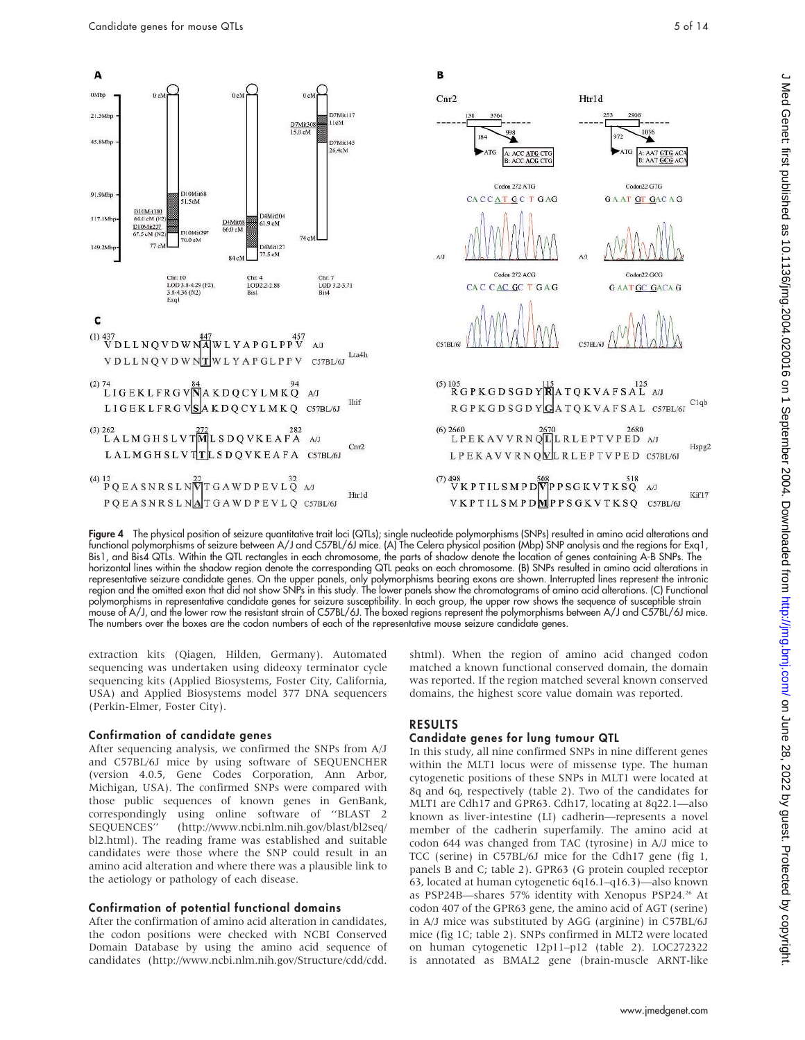**Figure 4** The physical position of seizure quantitative trait loci (QTLs); single nucleotide polymorphisms (SNPs) resulted in amino acid alterations and functional polymorphisms of seizure between A/J and C57BL/6J mice. (A) The Celera physical position (Mbp) SNP analysis and the regions for Exq1, Bis1, and Bis4 QTLs. Within the QTL rectangles in each chromosome, the parts of shadow denote the location of genes containing A-B SNPs. The horizontal lines within the shadow region denote the corresponding QTL peaks on each chromosome. (B) SNPs resulted in amino acid alterations in representative seizure candidate genes. On the upper panels, only polymorphisms bearing exons are shown. Interrupted lines represent the intronic region and the omitted exon that did not show SNPs in this study. The lower panels show the chromatograms of amino acid alterations. (C) Functional polymorphisms in representative candidate genes for seizure susceptibility. In each group, the upper row shows the sequence of susceptible strain mouse of A/J, and the lower row the resistant strain of C57BL/6J. The boxed regions represent the polymorphisms between A/J and C57BL/6J mice. The numbers over the boxes are the codon numbers of each of the representative mouse seizure candidate genes.

extraction kits (Qiagen, Hilden, Germany). Automated sequencing was undertaken using dideoxy terminator cycle sequencing kits (Applied Biosystems, Foster City, California, USA) and Applied Biosystems model 377 DNA sequencers (Perkin-Elmer, Foster City).

### Confirmation of candidate genes

After sequencing analysis, we confirmed the SNPs from A/J and C57BL/6J mice by using software of SEQUENCHER (version 4.0.5, Gene Codes Corporation, Ann Arbor, Michigan, USA). The confirmed SNPs were compared with those public sequences of known genes in GenBank, correspondingly using online software of "BLAST 2 SEQUENCES" (http://www.ncbi.nlm.nih.gov/blast/bl2seq/bl2.html). The reading frame was established and suitable candidates were those where the SNP could result in an amino acid alteration and where there was a plausible link to the aetiology or pathology of each disease.

### Confirmation of potential functional domains

After the confirmation of amino acid alteration in candidates, the codon positions were checked with NCBI Conserved Domain Database by using the amino acid sequence of candidates (http://www.ncbi.nlm.nih.gov/Structure/cdd/cdd.shtml). When the region of amino acid changed codon matched a known functional conserved domain, the domain was reported. If the region matched several known conserved domains, the highest score value domain was reported.

## RESULTS

### Candidate genes for lung tumour QTL

In this study, all nine confirmed SNPs in nine different genes within the MLT1 locus were of missense type. The human cytogenetic positions of these SNPs in MLT1 were located at 8q and 6q, respectively (table 2). Two of the candidates for MLT1 are Cdh17 and GPR63. Cdh17, locating at 8q22.1—also known as liver-intestine (LI) cadherin—represents a novel member of the cadherin superfamily. The amino acid at codon 644 was changed from TAC (tyrosine) in A/J mice to TCC (serine) in C57BL/6J mice for the Cdh17 gene (fig 1, panels B and C; table 2). GPR63 (G protein coupled receptor 63, located at human cytogenetic 6q16.1–q16.3)—also known as PSP24B—shares 57% identity with Xenopus PSP24.[26] At codon 407 of the GPR63 gene, the amino acid of AGT (serine) in A/J mice was substituted by AGG (arginine) in C57BL/6J mice (fig 1C; table 2). SNPs confirmed in MLT2 were located on human cytogenetic 12p11–p12 (table 2). LOC272322 is annotated as BMAL2 gene (brain-muscle ARNT-like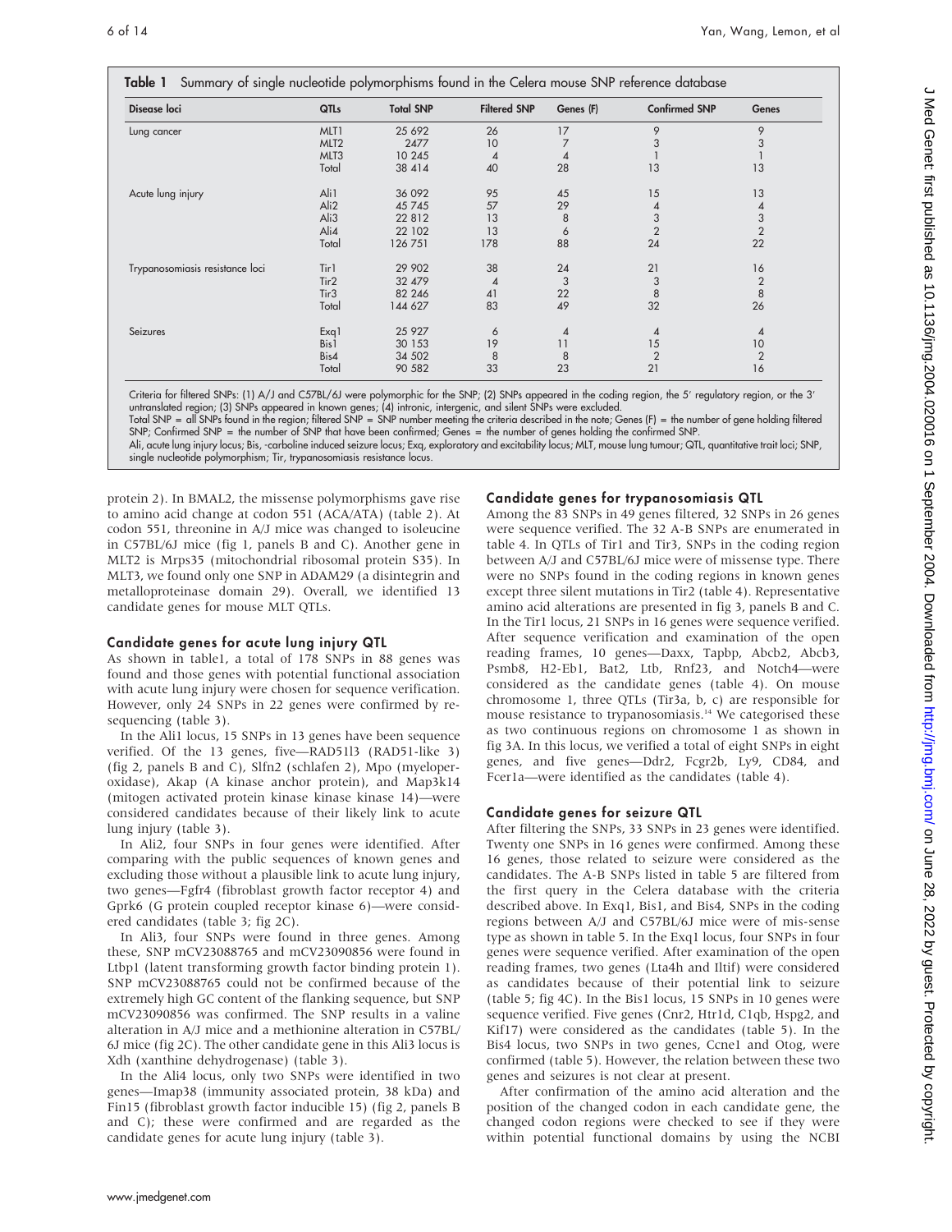**Table 1** Summary of single nucleotide polymorphisms found in the Celera mouse SNP reference database

| Disease loci | QTLs | Total SNP | Filtered SNP | Genes (F) | Confirmed SNP | Genes |
|---|---|---|---|---|---|---|
| Lung cancer | MLT1 | 25 692 | 26 | 17 | 9 | 9 |
| | MLT2 | 2477 | 10 | 7 | 3 | 3 |
| | MLT3 | 10 245 | 4 | 4 | 1 | 1 |
| | Total | 38 414 | 40 | 28 | 13 | 13 |
| Acute lung injury | Ali1 | 36 092 | 95 | 45 | 15 | 13 |
| | Ali2 | 45 745 | 57 | 29 | 4 | 4 |
| | Ali3 | 22 812 | 13 | 8 | 3 | 3 |
| | Ali4 | 22 102 | 13 | 6 | 2 | 2 |
| | Total | 126 751 | 178 | 88 | 24 | 22 |
| Trypanosomiasis resistance loci | Tir1 | 29 902 | 38 | 24 | 21 | 16 |
| | Tir2 | 32 479 | 4 | 3 | 3 | 2 |
| | Tir3 | 82 246 | 41 | 22 | 8 | 8 |
| | Total | 144 627 | 83 | 49 | 32 | 26 |
| Seizures | Exq1 | 25 927 | 6 | 4 | 4 | 4 |
| | Bis1 | 30 153 | 19 | 11 | 15 | 10 |
| | Bis4 | 34 502 | 8 | 8 | 2 | 2 |
| | Total | 90 582 | 33 | 23 | 21 | 16 |

Criteria for filtered SNPs: (1) A/J and C57BL/6J were polymorphic for the SNP; (2) SNPs appeared in the coding region, the 5′ regulatory region, or the 3′ untranslated region; (3) SNPs appeared in known genes; (4) intronic, intergenic, and silent SNPs were excluded.
Total SNP = all SNPs found in the region; filtered SNP = SNP number meeting the criteria described in the note; Genes (F) = the number of gene holding filtered SNP; Confirmed SNP = the number of SNP that have been confirmed; Genes = the number of genes holding the confirmed SNP.
Ali, acute lung injury locus; Bis, -carboline induced seizure locus; Exq, exploratory and excitability locus; MLT, mouse lung tumour; QTL, quantitative trait loci; SNP, single nucleotide polymorphism; Tir, trypanosomiasis resistance locus.

protein 2). In BMAL2, the missense polymorphisms gave rise to amino acid change at codon 551 (ACA/ATA) (table 2). At codon 551, threonine in A/J mice was changed to isoleucine in C57BL/6J mice (fig 1, panels B and C). Another gene in MLT2 is Mrps35 (mitochondrial ribosomal protein S35). In MLT3, we found only one SNP in ADAM29 (a disintegrin and metalloproteinase domain 29). Overall, we identified 13 candidate genes for mouse MLT QTLs.

### Candidate genes for acute lung injury QTL

As shown in table1, a total of 178 SNPs in 88 genes was found and those genes with potential functional association with acute lung injury were chosen for sequence verification. However, only 24 SNPs in 22 genes were confirmed by re-sequencing (table 3).

In the Ali1 locus, 15 SNPs in 13 genes have been sequence verified. Of the 13 genes, five—RAD51l3 (RAD51-like 3) (fig 2, panels B and C), Slfn2 (schlafen 2), Mpo (myeloperoxidase), Akap (A kinase anchor protein), and Map3k14 (mitogen activated protein kinase kinase kinase 14)—were considered candidates because of their likely link to acute lung injury (table 3).

In Ali2, four SNPs in four genes were identified. After comparing with the public sequences of known genes and excluding those without a plausible link to acute lung injury, two genes—Fgfr4 (fibroblast growth factor receptor 4) and Gprk6 (G protein coupled receptor kinase 6)—were considered candidates (table 3; fig 2C).

In Ali3, four SNPs were found in three genes. Among these, SNP mCV23088765 and mCV23090856 were found in Ltbp1 (latent transforming growth factor binding protein 1). SNP mCV23088765 could not be confirmed because of the extremely high GC content of the flanking sequence, but SNP mCV23090856 was confirmed. The SNP results in a valine alteration in A/J mice and a methionine alteration in C57BL/6J mice (fig 2C). The other candidate gene in this Ali3 locus is Xdh (xanthine dehydrogenase) (table 3).

In the Ali4 locus, only two SNPs were identified in two genes—Imap38 (immunity associated protein, 38 kDa) and Fin15 (fibroblast growth factor inducible 15) (fig 2, panels B and C); these were confirmed and are regarded as the candidate genes for acute lung injury (table 3).

### Candidate genes for trypanosomiasis QTL

Among the 83 SNPs in 49 genes filtered, 32 SNPs in 26 genes were sequence verified. The 32 A-B SNPs are enumerated in table 4. In QTLs of Tir1 and Tir3, SNPs in the coding region between A/J and C57BL/6J mice were of missense type. There were no SNPs found in the coding regions in known genes except three silent mutations in Tir2 (table 4). Representative amino acid alterations are presented in fig 3, panels B and C. In the Tir1 locus, 21 SNPs in 16 genes were sequence verified. After sequence verification and examination of the open reading frames, 10 genes—Daxx, Tapbp, Abcb2, Abcb3, Psmb8, H2-Eb1, Bat2, Ltb, Rnf23, and Notch4—were considered as the candidate genes (table 4). On mouse chromosome 1, three QTLs (Tir3a, b, c) are responsible for mouse resistance to trypanosomiasis.[14] We categorised these as two continuous regions on chromosome 1 as shown in fig 3A. In this locus, we verified a total of eight SNPs in eight genes, and five genes—Ddr2, Fcgr2b, Ly9, CD84, and Fcer1a—were identified as the candidates (table 4).

### Candidate genes for seizure QTL

After filtering the SNPs, 33 SNPs in 23 genes were identified. Twenty one SNPs in 16 genes were confirmed. Among these 16 genes, those related to seizure were considered as the candidates. The A-B SNPs listed in table 5 are filtered from the first query in the Celera database with the criteria described above. In Exq1, Bis1, and Bis4, SNPs in the coding regions between A/J and C57BL/6J mice were of mis-sense type as shown in table 5. In the Exq1 locus, four SNPs in four genes were sequence verified. After examination of the open reading frames, two genes (Lta4h and Iltif) were considered as candidates because of their potential link to seizure (table 5; fig 4C). In the Bis1 locus, 15 SNPs in 10 genes were sequence verified. Five genes (Cnr2, Htr1d, C1qb, Hspg2, and Kif17) were considered as the candidates (table 5). In the Bis4 locus, two SNPs in two genes, Ccne1 and Otog, were confirmed (table 5). However, the relation between these two genes and seizures is not clear at present.

After confirmation of the amino acid alteration and the position of the changed codon in each candidate gene, the changed codon regions were checked to see if they were within potential functional domains by using the NCBI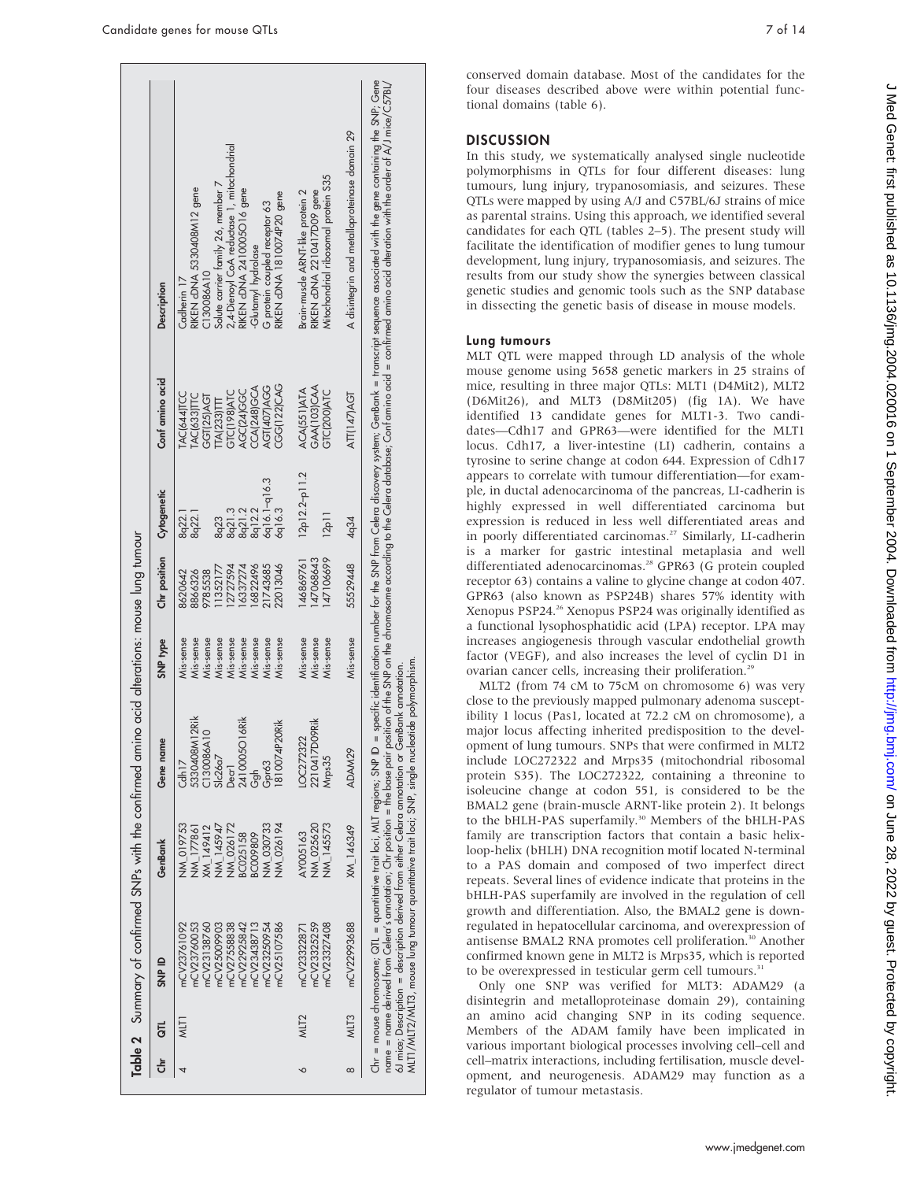**Table 2** Summary of confirmed SNPs with the confirmed amino acid alterations: mouse lung tumour

| Chr | QTL | SNP ID | GenBank | Gene name | SNP type | Chr position | Cytogenetic | Conf amino acid | Description |
|---|---|---|---|---|---|---|---|---|---|
| 4 | MLT1 | mCV23761092 | NM_019753 | Cdh17 | Mis-sense | 8620642 | 8q22.1 | TAC(644)TCC | Cadherin 17 |
| | | mCV23760053 | NM_177861 | 5330408M12Rik | Mis-sense | 8866326 | 8q22.1 | TAC(633)TTC | RIKEN cDNA 5330408M12 gene |
| | | mCV23138760 | XM_149412 | C130086A10 | Mis-sense | 9785538 | | GGT(25)AGT | C130086A10 |
| | | mCV25009903 | NM_145947 | Slc26a7 | Mis-sense | 11352177 | 8q23 | TTA(233)TTT | Solute carrier family 26, member 7 |
| | | mCV27558838 | NM_026172 | Decr1 | Mis-sense | 12727594 | 8q21.3 | GTC(198)ATC | 2,4-Dienoyl CoA reductase 1, mitochondrial |
| | | mCV22925842 | BC025158 | 2410005O16Rik | Mis-sense | 16337274 | 8q21.2 | AGC(24)GGC | RIKEN cDNA 2410005O16 gene |
| | | mCV23438713 | BC009809 | Ggh | Mis-sense | 16822496 | 8q12.2 | CCA(248)GCA | γ-Glutamyl hydrolase |
| | | mCV23250954 | NM_030733 | Gpr63 | Mis-sense | 21743685 | 6q16.1–q16.3 | AGT(407)AGG | G protein coupled receptor 63 |
| | | mCV25107586 | NM_026194 | 1810074P20Rik | Mis-sense | 22013046 | 6q16.3 | CGG(122)CAG | RIKEN cDNA 1810074P20 gene |
| 6 | MLT2 | mCV23322871 | AY005163 | LOC272322 | Mis-sense | 146869761 | 12p12.2–p11.2 | ACA(551)ATA | Brain-muscle ARNT-like protein 2 |
| | | mCV23325259 | NM_025620 | 2210417D09Rik | Mis-sense | 147068643 | | GAA(103)CAA | RIKEN cDNA 2210417D09 gene |
| | | mCV23327408 | NM_145573 | Mrps35 | Mis-sense | 147106699 | 12p11 | GTC(200)ATC | Mitochondrial ribosomal protein S35 |
| 8 | MLT3 | mCV22993688 | XM_146349 | ADAM29 | Mis-sense | 55529448 | 4q34 | ATT(147)AGT | A disintegrin and metalloproteinase domain 29 |

Chr = mouse chromosome; QTL = quantitative trait loci, MLT regions; SNP ID = specific identification number for the SNP from Celera discovery system; GenBank = transcript sequence associated with the gene containing the SNP; Gene name = name derived from Celera's annotation; Chr position = the base pair position of the SNP on the chromosome according to the Celera database; Conf amino acid = confirmed amino acid alteration with the order of A/J mice/C57BL/6J mice; Description = description derived from either Celera annotation or GenBank annotation.
MLT1/MLT2/MLT3, mouse lung tumour quantitative trait loci; SNP, single nucleotide polymorphism.

conserved domain database. Most of the candidates for the four diseases described above were within potential functional domains (table 6).

## DISCUSSION

In this study, we systematically analysed single nucleotide polymorphisms in QTLs for four different diseases: lung tumours, lung injury, trypanosomiasis, and seizures. These QTLs were mapped by using A/J and C57BL/6J strains of mice as parental strains. Using this approach, we identified several candidates for each QTL (tables 2–5). The present study will facilitate the identification of modifier genes to lung tumour development, lung injury, trypanosomiasis, and seizures. The results from our study show the synergies between classical genetic studies and genomic tools such as the SNP database in dissecting the genetic basis of disease in mouse models.

### Lung tumours

MLT QTL were mapped through LD analysis of the whole mouse genome using 5658 genetic markers in 25 strains of mice, resulting in three major QTLs: MLT1 (D4Mit2), MLT2 (D6Mit26), and MLT3 (D8Mit205) (fig 1A). We have identified 13 candidate genes for MLT1-3. Two candidates—Cdh17 and GPR63—were identified for the MLT1 locus. Cdh17, a liver-intestine (LI) cadherin, contains a tyrosine to serine change at codon 644. Expression of Cdh17 appears to correlate with tumour differentiation—for example, in ductal adenocarcinoma of the pancreas, LI-cadherin is highly expressed in well differentiated carcinoma but expression is reduced in less well differentiated areas and in poorly differentiated carcinomas.[27] Similarly, LI-cadherin is a marker for gastric intestinal metaplasia and well differentiated adenocarcinomas.[28] GPR63 (G protein coupled receptor 63) contains a valine to glycine change at codon 407. GPR63 (also known as PSP24B) shares 57% identity with Xenopus PSP24.[26] Xenopus PSP24 was originally identified as a functional lysophosphatidic acid (LPA) receptor. LPA may increases angiogenesis through vascular endothelial growth factor (VEGF), and also increases the level of cyclin D1 in ovarian cancer cells, increasing their proliferation.[29]

MLT2 (from 74 cM to 75cM on chromosome 6) was very close to the previously mapped pulmonary adenoma susceptibility 1 locus (Pas1, located at 72.2 cM on chromosome), a major locus affecting inherited predisposition to the development of lung tumours. SNPs that were confirmed in MLT2 include LOC272322 and Mrps35 (mitochondrial ribosomal protein S35). The LOC272322, containing a threonine to isoleucine change at codon 551, is considered to be the BMAL2 gene (brain-muscle ARNT-like protein 2). It belongs to the bHLH-PAS superfamily.[30] Members of the bHLH-PAS family are transcription factors that contain a basic helix-loop-helix (bHLH) DNA recognition motif located N-terminal to a PAS domain and composed of two imperfect direct repeats. Several lines of evidence indicate that proteins in the bHLH-PAS superfamily are involved in the regulation of cell growth and differentiation. Also, the BMAL2 gene is downregulated in hepatocellular carcinoma, and overexpression of antisense BMAL2 RNA promotes cell proliferation.[30] Another confirmed known gene in MLT2 is Mrps35, which is reported to be overexpressed in testicular germ cell tumours.[31]

Only one SNP was verified for MLT3: ADAM29 (a disintegrin and metalloproteinase domain 29), containing an amino acid changing SNP in its coding sequence. Members of the ADAM family have been implicated in various important biological processes involving cell–cell and cell–matrix interactions, including fertilisation, muscle development, and neurogenesis. ADAM29 may function as a regulator of tumour metastasis.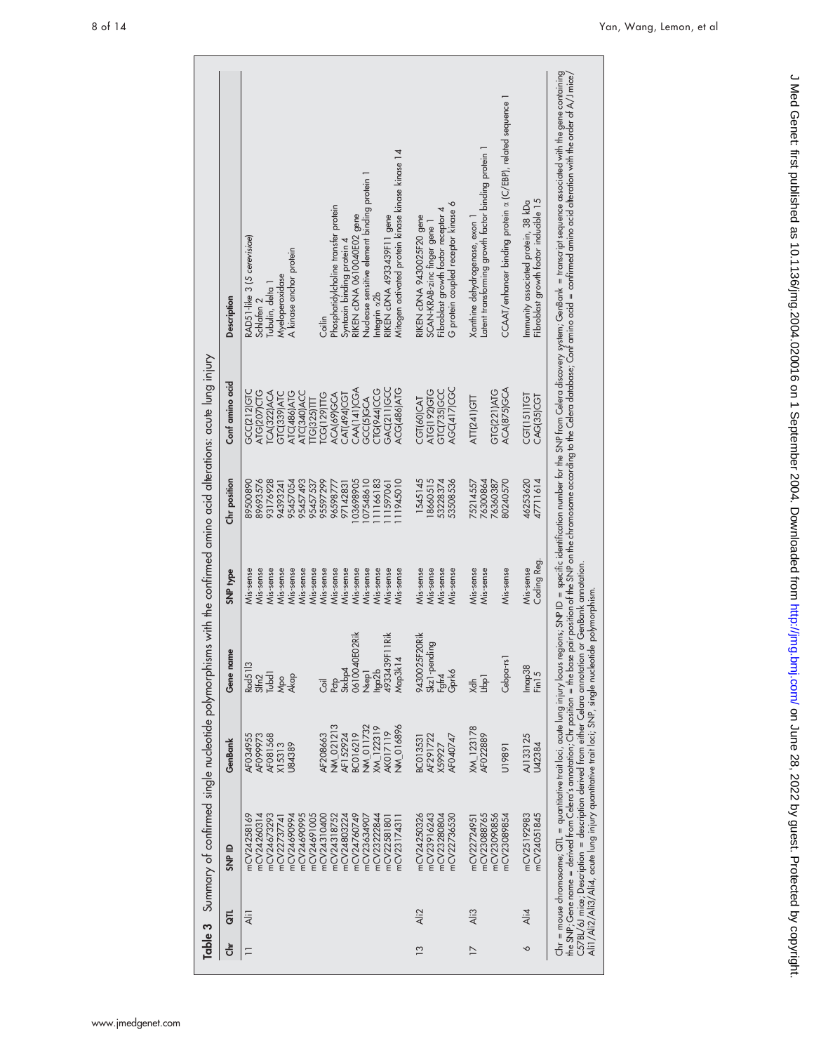**Table 3** Summary of confirmed single nucleotide polymorphisms with the confirmed amino acid alterations: acute lung injury

| Chr | QTL | SNP ID | GenBank | Gene name | SNP type | Chr position | Conf amino acid | Description |
|---|---|---|---|---|---|---|---|---|
| 11 | Ali1 | mCV24258169 | AF034955 | Rad51l3 | Mis-sense | 89500890 | GCC(212)GTC | RAD51-like 3 (*S cerevisiae*) |
| | | mCV24260314 | AF099973 | Slfn2 | Mis-sense | 89693576 | ATG(207)CTG | Schlafen 2 |
| | | mCV24673293 | AF081568 | Tubd1 | Mis-sense | 93176928 | TCA(322)ACA | Tubulin, delta 1 |
| | | mCV22737741 | X15313 | Mpo | Mis-sense | 94393241 | GTC(339)ATC | Myeloperoxidase |
| | | mCV24690994 | U84389 | Akap | Mis-sense | 95457054 | ATC(486)ATG | A kinase anchor protein |
| | | mCV24690995 | | | Mis-sense | 95457493 | ATC(340)ACC | |
| | | mCV24691005 | | | Mis-sense | 95457537 | TTG(325)TTT | |
| | | mCV24310400 | AF208663 | Coil | Mis-sense | 95597299 | TCG(129)TTG | Coilin |
| | | mCV24318752 | NM_021213 | Pctp | Mis-sense | 96598777 | ACA(69)GCA | Phosphatidylcholine transfer protein |
| | | mCV24803224 | AF152924 | Stxbp4 | Mis-sense | 97142831 | CAT(494)CGT | Syntaxin binding protein 4 |
| | | mCV24760749 | BC016219 | 0610040E02Rik | Mis-sense | 103698905 | CAA(141)CGA | RIKEN cDNA 0610040E02 gene |
| | | mCV23634907 | NM_011732 | Nsep1 | Mis-sense | 107548610 | GCC(5)GCA | Nuclease sensitive element binding protein 1 |
| | | mCV23222844 | XM_122319 | Itga2b | Mis-sense | 111166183 | CTG(944)CCG | Integrin α2b |
| | | mCV22581801 | AK017119 | 4933439F11Rik | Mis-sense | 111597061 | GAC(211)GCC | RIKEN cDNA 4933439F11 gene |
| | | mCV23174311 | NM_016896 | Map3k14 | Mis-sense | 111945010 | ACG(486)ATG | Mitogen activated protein kinase kinase kinase 14 |
| 13 | Ali2 | mCV24250326 | BC013531 | 9430025F20Rik | Mis-sense | 1545145 | CGT(60)CAT | RIKEN cDNA 9430025F20 gene |
| | | mCV23916243 | AF291722 | Skz1-pending | Mis-sense | 18660515 | ATG(192)GTG | SCAN-KRAB-zinc finger gene 1 |
| | | mCV23280804 | X59927 | Fgfr4 | Mis-sense | 53228374 | GTC(735)GCC | Fibroblast growth factor receptor 4 |
| | | mCV22736530 | AF040747 | Gprk6 | Mis-sense | 53508536 | AGC(417)CGC | G protein coupled receptor kinase 6 |
| 17 | Ali3 | mCV22724951 | XM_123178 | Xdh | Mis-sense | 75214557 | ATT(241)GTT | Xanthine dehydrogenase, exon 1 |
| | | mCV23088765 | AF022889 | Ltbp1 | Mis-sense | 76300864 | | Latent transforming growth factor binding protein 1 |
| | | mCV23090856 | | | | 76360387 | GTG(221)ATG | |
| | | mCV23089854 | U19891 | Cebpa-rs1 | Mis-sense | 80240570 | ACA(875)GCA | CCAAT/enhancer binding protein α (C/EBP), related sequence 1 |
| 6 | Ali4 | mCV25192983 | AJ133125 | Imap38 | Mis-sense | 46253620 | CGT(151)TGT | Immunity associated protein, 38 kDa |
| | | mCV24051845 | U42384 | Fin15 | Coding Reg. | 47711614 | CAG(35)CGT | Fibroblast growth factor inducible 15 |

Chr = mouse chromosome; QTL = quantitative trait loci, acute lung injury locus regions; SNP ID = specific identification number for the SNP from Celera discovery system; GenBank = transcript sequence associated with the gene containing the SNP; Gene name = derived from Celera's annotation; Chr position = the base pair position of the SNP on the chromosome according to the Celera database; Conf amino acid = confirmed amino acid alteration with the order of A/J mice/C57BL/6J mice; Description = description derived from either Celera annotation or GenBank annotation.
Ali1/Ali2/Ali3/Ali4, acute lung injury quantitative trait loci; SNP, single nucleotide polymorphism.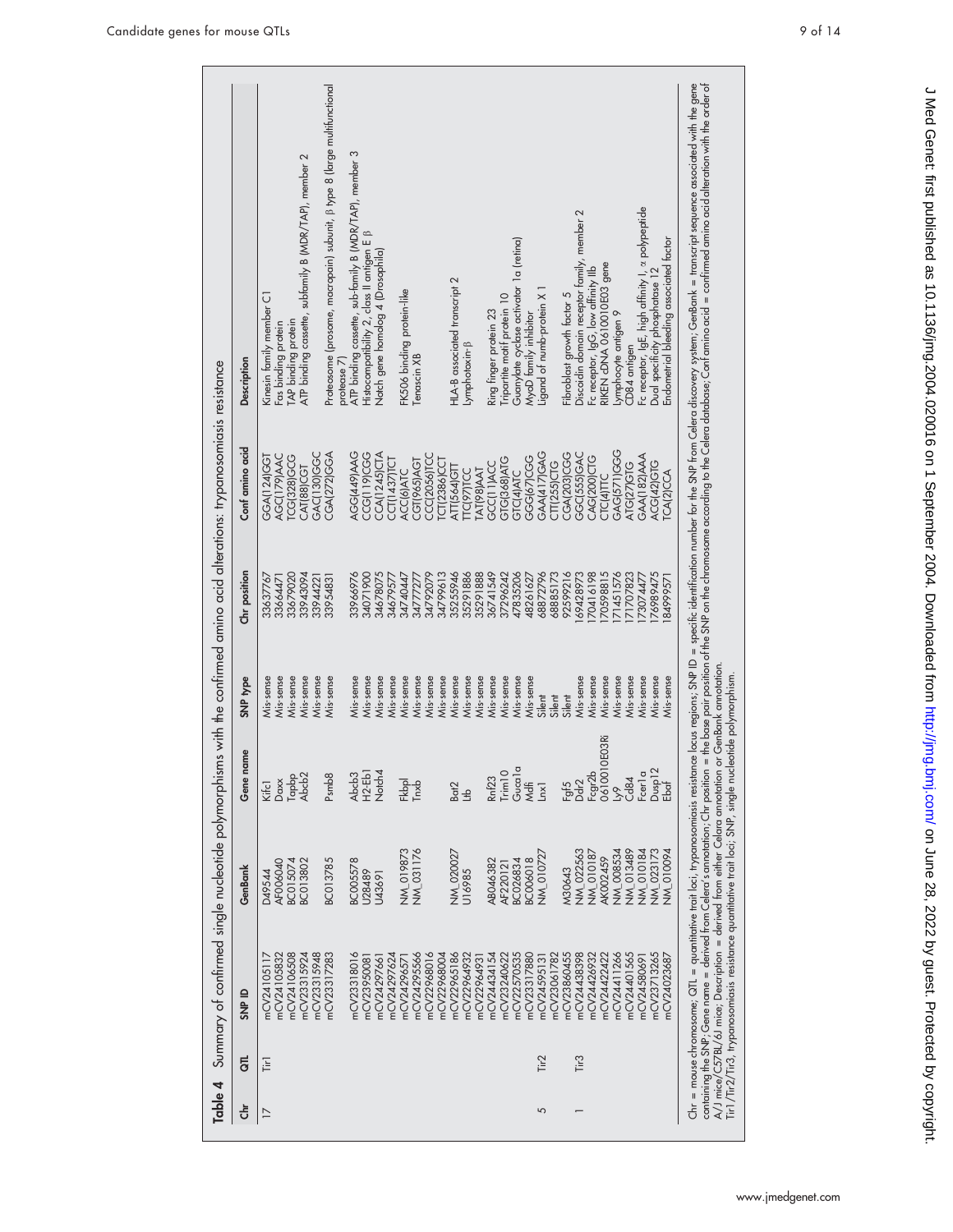**Table 4** Summary of confirmed single nucleotide polymorphisms with the confirmed amino acid alterations: trypanosomiasis resistance

| Chr | QTL | SNP ID | GenBank | Gene name | SNP type | Chr position | Conf amino acid | Description |
|---|---|---|---|---|---|---|---|---|
| 17 | Tir1 | mCV24105117 | D49544 | Kifc1 | Mis-sense | 33637767 | GGA(124)GGT | Kinesin family member C1 |
| | | mCV24105832 | AF006040 | Daxx | Mis-sense | 33664471 | AGC(179)AAC | Fas binding protein |
| | | mCV24106508 | BC015074 | Tapbp | Mis-sense | 33679020 | TCG(328)GCG | TAP binding protein |
| | | mCV23315924 | BC013802 | Abcb2 | Mis-sense | 33943094 | CAT(88)CGT | ATP binding cassette, subfamily B (MDR/TAP), member 2 |
| | | mCV23315948 | | | Mis-sense | 33944221 | GAC(130)GGC | |
| | | mCV23317283 | BC013785 | Psmb8 | Mis-sense | 33954831 | CGA(272)GGA | Proteosome (prosome, macropain) subunit, β type 8 (large multifunctional protease 7) |
| | | mCV23318016 | BC005578 | Abcb3 | Mis-sense | 33966976 | AGG(449)AAG | ATP binding cassette, sub-family B (MDR/TAP), member 3 |
| | | mCV23950081 | U28489 | H2-Eb1 | Mis-sense | 34071900 | CCG(119)CGG | Histocompatibility 2, class II antigen E β |
| | | mCV24297661 | U43691 | Notch4 | Mis-sense | 34678075 | CCA(1245)CTA | Notch gene homolog 4 (Drosophila) |
| | | mCV24297624 | | | Mis-sense | 34679577 | CCT(1437)TCT | |
| | | mCV24296571 | NM_019873 | Fkbpl | Mis-sense | 34740447 | ACC(6)ATC | FK506 binding protein-like |
| | | mCV24295566 | NM_031176 | Tnxb | Mis-sense | 34777277 | CGT(965)AGT | Tenascin XB |
| | | mCV22968016 | | | Mis-sense | 34792079 | CCC(2056)TCC | |
| | | mCV22968004 | | | Mis-sense | 34799613 | TCT(2386)CCT | |
| | | mCV22965186 | NM_020027 | Bat2 | Mis-sense | 35255946 | ATT(564)GTT | HLA-B associated transcript 2 |
| | | mCV22964932 | U16985 | Ltb | Mis-sense | 35291886 | TTC(97)TCC | Lymphotoxin-β |
| | | mCV22964931 | | | Mis-sense | 35291888 | TAT(98)AAT | |
| | | mCV24434154 | AB046382 | Rnf23 | Mis-sense | 36741549 | GCC(11)ACC | Ring finger protein 23 |
| | | mCV23240622 | AF220121 | Trim10 | Mis-sense | 37296242 | GTG(368)ATG | Tripartite motif protein 10 |
| | | mCV22570535 | BC026834 | Guca1a | Mis-sense | 47835206 | GTC(4)ATC | Guanylate cyclase activator 1a (retina) |
| | | mCV23317880 | BC006018 | Mdfi | Mis-sense | 48261627 | GGG(67)CGG | MyoD family inhibitor |
| 5 | Tir2 | mCV24595131 | NM_010727 | Lnx1 | Silent | 68872796 | GAA(417)GAG | Ligand of numb-protein X 1 |
| | | mCV23061782 | | | Silent | 68885173 | CTT(255)CTG | |
| | | mCV23860455 | M30643 | Fgf5 | Silent | 92599216 | CGA(203)CGG | Fibroblast growth factor 5 |
| 1 | Tir3 | mCV24438398 | NM_022563 | Ddr2 | Mis-sense | 169428973 | GGC(555)GAC | Discoidin domain receptor family, member 2 |
| | | mCV24426932 | NM_010187 | Fcgr2b | Mis-sense | 170416198 | CAG(200)CTG | Fc receptor, IgG, low affinity IIb |
| | | mCV24422422 | AK002459 | 0610010E03Ri | Mis-sense | 170598815 | CTC(4)TTC | RIKEN cDNA 0610010E03 gene |
| | | mCV24411266 | NM_008534 | Ly9 | Mis-sense | 171451576 | GAG(571)GGG | Lymphocyte antigen 9 |
| | | mCV24401565 | NM_013489 | Cd84 | Mis-sense | 171707823 | ATG(27)GTG | CD84 antigen |
| | | mCV24580691 | NM_010184 | Fcer1a | Mis-sense | 173074477 | GAA(182)AAA | Fc receptor, IgE, high affinity I, α polypeptide |
| | | mCV23713265 | NM_023173 | Dusp12 | Mis-sense | 176989475 | ACG(42)GTG | Dual specificity phosphatase 12 |
| | | mCV24023687 | NM_010094 | Ebaf | Mis-sense | 184999571 | TCA(2)CCA | Endometrial bleeding associated factor |

Chr = mouse chromosome; QTL = quantitative trait loci; trypanosomiasis resistance locus regions; SNP ID = specific identification number for the SNP from Celera discovery system; GenBank = transcript sequence associated with the gene containing the SNP; Gene name = derived from Celera's annotation; Chr position = the base pair position of the SNP on the chromosome according to the Celera database; Conf amino acid = confirmed amino acid alteration with the order of A/J mice/C57BL/6J mice; Description = derived from either Celera annotation or GenBank annotation.
Tir1/Tir2/Tir3, trypanosomiasis resistance quantitative trait loci; SNP, single nucleotide polymorphism.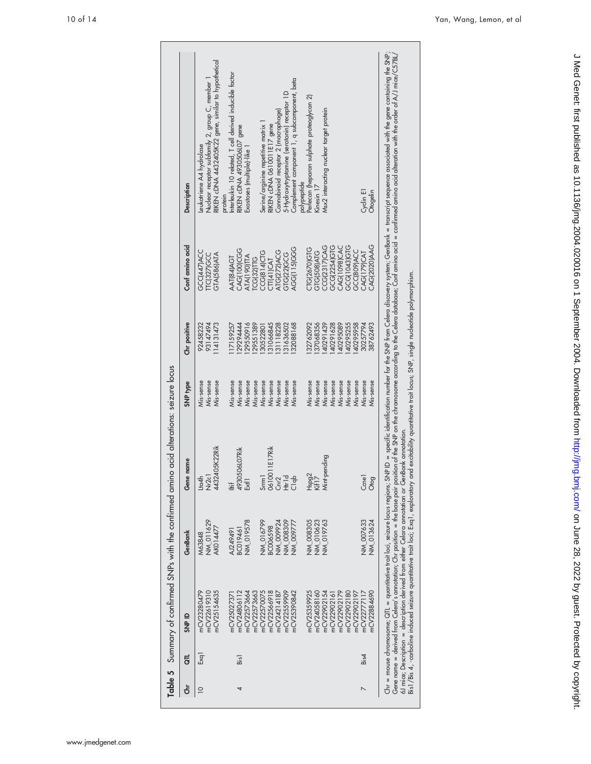**Table 5** Summary of confirmed SNPs with the confirmed amino acid alterations: seizure locus

| Chr | QTL | SNP ID | GenBank | Gene name | SNP type | Chr positive | Conf amino acid | Description |
|---|---|---|---|---|---|---|---|---|
| 10 | Exq1 | mCV23280479 | M63848 | Lta4h | Mis-sense | 92458232 | GCC(447)ACC | Leukotriene A4 hydrolase |
| | | mCV22619310 | NM_011629 | Nr2c1 | Mis-sense | 93147494 | TTC(327)GCC | Nuclear receptor subfamily 2, group C, member 1 |
| | | mCV25154635 | AK014477 | 4432405K22Rik | Mis-sense | 114131473 | GTA(586)ATA | RIKEN cDNA 4432405K22 gene, similar to hypothetical protein |
| 4 | Bis1 | mCV25027371 | AJ249491 | Iltif | Mis-sense | 117159257 | AAT(84)AGT | Interleukin 10 related, T cell derived inducible factor |
| | | mCV24806112 | BC019461 | 4930506L07Rik | Mis-sense | 129294444 | CAG(100)CGG | RIKEN cDNA 4930506L07 gene |
| | | mCV22573664 | NM_019578 | Extl1 | Mis-sense | 129550916 | ATA(190)TTA | Exostoses (multiple)-like 1 |
| | | mCV22573663 | | | Mis-sense | 129551389 | TCG(32)TTG | |
| | | mCV22570075 | NM_016799 | Srrm1 | Mis-sense | 130522801 | CCG(814)CTG | Serine/arginine repetitive matrix 1 |
| | | mCV22566918 | BC006598 | 0610011E17Rik | Mis-sense | 131066845 | CTT(41)CAT | RIKEN cDNA 0610011E17 gene |
| | | mCV24214187 | NM_009924 | Cnr2 | Mis-sense | 131118228 | ATG(272)ACG | Cannabinoid receptor 2 (macrophage) |
| | | mCV22559909 | NM_008309 | Htr1d | Mis-sense | 131636502 | GTG(22)GCG | 5-Hydroxytryptamine (serotonin) receptor 1D |
| | | mCV25390842 | NM_009777 | C1qb | Mis-sense | 132088168 | AGG(115)GGG | Complement component 1, q subcomponent, beta polypeptide |
| | | mCV25359925 | NM_008305 | Hspg2 | Mis-sense | 132762092 | CTG(2670)GTG | Perlecan (heparan sulphate proteoglycan 2) |
| | | mCV24058160 | NM_010623 | Kif17 | Mis-sense | 137068356 | GTG(508)ATG | Kinesin 17 |
| | | mCV22902154 | NM_019763 | Mint-pending | Mis-sense | 140291439 | CCG(2317)CAG | Msx2 interacting nuclear target protein |
| | | mCV22902161 | | | Mis-sense | 140291628 | GCG(2254)GTG | |
| | | mCV22902179 | | | Mis-sense | 140295089 | CAG(1098)CAC | |
| | | mCV22902180 | | | Mis-sense | 140295255 | GCG(1043)GTG | |
| | | mCV22902197 | | | Mis-sense | 140295958 | GCC(809)ACC | |
| 7 | Bis4 | mCV22777117 | NM_007633 | Ccne1 | Mis-sense | 30257794 | CAG(179)CAT | Cyclin E1 |
| | | mCV22884690 | NM_013624 | Otog | Mis-sense | 38762493 | CAG(2020)AAG | Otogelin |

Chr = mouse chromosome; QTL = quantitative trait loci, seizure locus regions; SNP ID = specific identification number for the SNP from Celera discovery system; GenBank = transcript sequence associated with the gene containing the SNP; Gene name = derived from Celera's annotation; Chr position = the base pair position of the SNP on the chromosome according to the Celera database; Conf amino acid = confirmed amino acid alteration with the order of A/J mice/C57BL/6J mice; Description = description derived from either Celera annotation or GenBank annotation.
Bis1/Bis 4, -carboline induced seizure quantitative trait loci; Exq1, exploratory and excitability quantitative trait locus; SNP, single nucleotide polymorphism.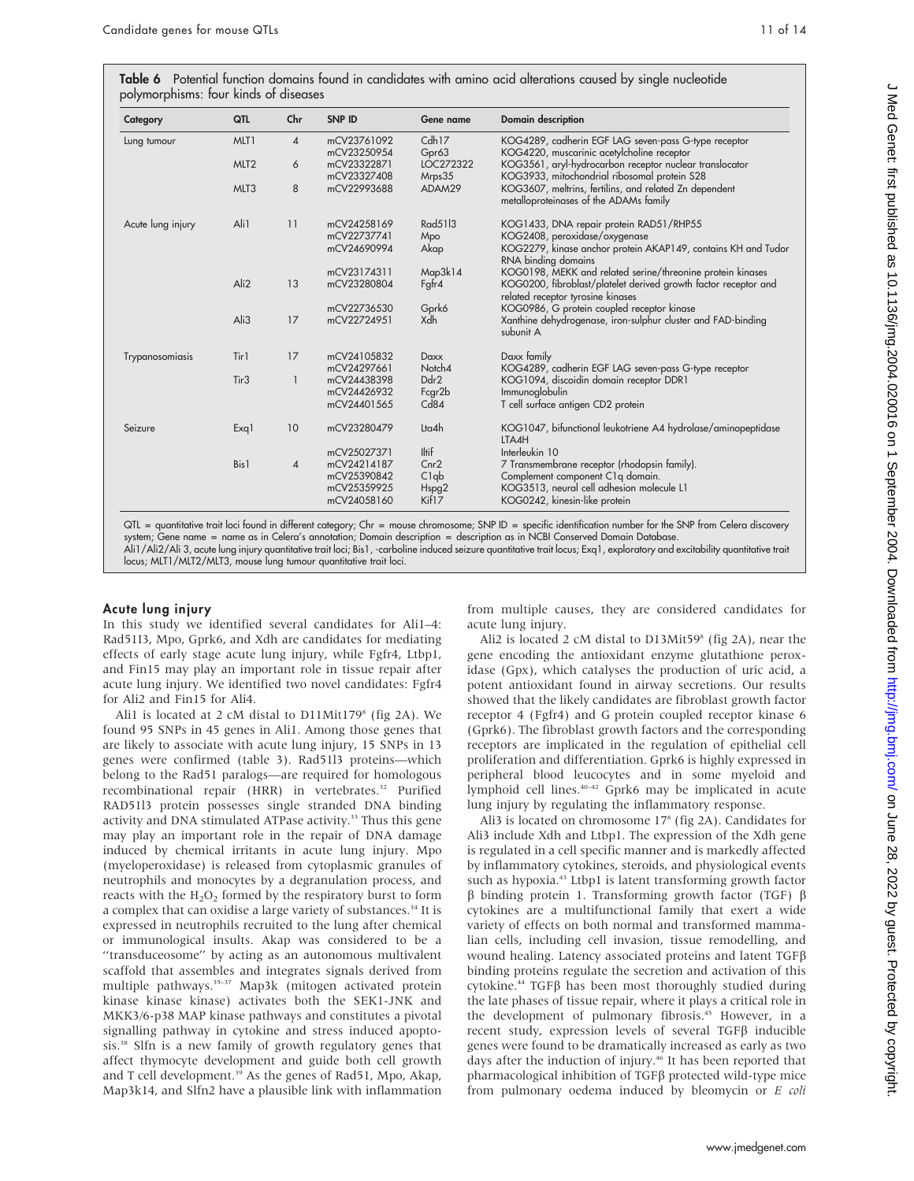**Table 6** Potential function domains found in candidates with amino acid alterations caused by single nucleotide polymorphisms: four kinds of diseases

| Category | QTL | Chr | SNP ID | Gene name | Domain description |
|---|---|---|---|---|---|
| Lung tumour | MLT1 | 4 | mCV23761092 | Cdh17 | KOG4289, cadherin EGF LAG seven-pass G-type receptor |
| | | | mCV23250954 | Gpr63 | KOG4220, muscarinic acetylcholine receptor |
| | MLT2 | 6 | mCV23322871 | LOC272322 | KOG3561, aryl-hydrocarbon receptor nuclear translocator |
| | | | mCV23327408 | Mrps35 | KOG3933, mitochondrial ribosomal protein S28 |
| | MLT3 | 8 | mCV22993688 | ADAM29 | KOG3607, meltrins, fertilins, and related Zn dependent metalloproteinases of the ADAMs family |
| Acute lung injury | Ali1 | 11 | mCV24258169 | Rad51l3 | KOG1433, DNA repair protein RAD51/RHP55 |
| | | | mCV22737741 | Mpo | KOG2408, peroxidase/oxygenase |
| | | | mCV24690994 | Akap | KOG2279, kinase anchor protein AKAP149, contains KH and Tudor RNA binding domains |
| | | | mCV23174311 | Map3k14 | KOG0198, MEKK and related serine/threonine protein kinases |
| | Ali2 | 13 | mCV23280804 | Fgfr4 | KOG0200, fibroblast/platelet derived growth factor receptor and related receptor tyrosine kinases |
| | | | mCV22736530 | Gprk6 | KOG0986, G protein coupled receptor kinase |
| | Ali3 | 17 | mCV22724951 | Xdh | Xanthine dehydrogenase, iron-sulphur cluster and FAD-binding subunit A |
| Trypanosomiasis | Tir1 | 17 | mCV24105832 | Daxx | Daxx family |
| | | | mCV24297661 | Notch4 | KOG4289, cadherin EGF LAG seven-pass G-type receptor |
| | Tir3 | 1 | mCV24438398 | Ddr2 | KOG1094, discoidin domain receptor DDR1 |
| | | | mCV24426932 | Fcgr2b | Immunoglobulin |
| | | | mCV24401565 | Cd84 | T cell surface antigen CD2 protein |
| Seizure | Exq1 | 10 | mCV23280479 | Lta4h | KOG1047, bifunctional leukotriene A4 hydrolase/aminopeptidase LTA4H |
| | | | mCV25027371 | Iltif | Interleukin 10 |
| | Bis1 | 4 | mCV24214187 | Cnr2 | 7 Transmembrane receptor (rhodopsin family). |
| | | | mCV25390842 | C1qb | Complement component C1q domain. |
| | | | mCV25359925 | Hspg2 | KOG3513, neural cell adhesion molecule L1 |
| | | | mCV24058160 | Kif17 | KOG0242, kinesin-like protein |

QTL = quantitative trait loci found in different category; Chr = mouse chromosome; SNP ID = specific identification number for the SNP from Celera discovery system; Gene name = name as in Celera's annotation; Domain description = description as in NCBI Conserved Domain Database.
Ali1/Ali2/Ali 3, acute lung injury quantitative trait loci; Bis1, -carboline induced seizure quantitative trait locus; Exq1, exploratory and excitability quantitative trait locus; MLT1/MLT2/MLT3, mouse lung tumour quantitative trait loci.

## Acute lung injury

In this study we identified several candidates for Ali1–4: Rad51l3, Mpo, Gprk6, and Xdh are candidates for mediating effects of early stage acute lung injury, while Fgfr4, Ltbp1, and Fin15 may play an important role in tissue repair after acute lung injury. We identified two novel candidates: Fgfr4 for Ali2 and Fin15 for Ali4.

Ali1 is located at 2 cM distal to D11Mit179[8] (fig 2A). We found 95 SNPs in 45 genes in Ali1. Among those genes that are likely to associate with acute lung injury, 15 SNPs in 13 genes were confirmed (table 3). Rad51l3 proteins—which belong to the Rad51 paralogs—are required for homologous recombinational repair (HRR) in vertebrates.[32] Purified RAD51l3 protein possesses single stranded DNA binding activity and DNA stimulated ATPase activity.[33] Thus this gene may play an important role in the repair of DNA damage induced by chemical irritants in acute lung injury. Mpo (myeloperoxidase) is released from cytoplasmic granules of neutrophils and monocytes by a degranulation process, and reacts with the $H_2O_2$ formed by the respiratory burst to form a complex that can oxidise a large variety of substances.[34] It is expressed in neutrophils recruited to the lung after chemical or immunological insults. Akap was considered to be a "transduceosome" by acting as an autonomous multivalent scaffold that assembles and integrates signals derived from multiple pathways.[35–37] Map3k (mitogen activated protein kinase kinase kinase) activates both the SEK1-JNK and MKK3/6-p38 MAP kinase pathways and constitutes a pivotal signalling pathway in cytokine and stress induced apoptosis.[38] Slfn is a new family of growth regulatory genes that affect thymocyte development and guide both cell growth and T cell development.[39] As the genes of Rad51, Mpo, Akap, Map3k14, and Slfn2 have a plausible link with inflammation from multiple causes, they are considered candidates for acute lung injury.

Ali2 is located 2 cM distal to D13Mit59[8] (fig 2A), near the gene encoding the antioxidant enzyme glutathione peroxidase (Gpx), which catalyses the production of uric acid, a potent antioxidant found in airway secretions. Our results showed that the likely candidates are fibroblast growth factor receptor 4 (Fgfr4) and G protein coupled receptor kinase 6 (Gprk6). The fibroblast growth factors and the corresponding receptors are implicated in the regulation of epithelial cell proliferation and differentiation. Gprk6 is highly expressed in peripheral blood leucocytes and in some myeloid and lymphoid cell lines.[40–42] Gprk6 may be implicated in acute lung injury by regulating the inflammatory response.

Ali3 is located on chromosome 17[8] (fig 2A). Candidates for Ali3 include Xdh and Ltbp1. The expression of the Xdh gene is regulated in a cell specific manner and is markedly affected by inflammatory cytokines, steroids, and physiological events such as hypoxia.[43] Ltbp1 is latent transforming growth factor β binding protein 1. Transforming growth factor (TGF) β cytokines are a multifunctional family that exert a wide variety of effects on both normal and transformed mammalian cells, including cell invasion, tissue remodelling, and wound healing. Latency associated proteins and latent TGFβ binding proteins regulate the secretion and activation of this cytokine.[44] TGFβ has been most thoroughly studied during the late phases of tissue repair, where it plays a critical role in the development of pulmonary fibrosis.[45] However, in a recent study, expression levels of several TGFβ inducible genes were found to be dramatically increased as early as two days after the induction of injury.[46] It has been reported that pharmacological inhibition of TGFβ protected wild-type mice from pulmonary oedema induced by bleomycin or *E coli*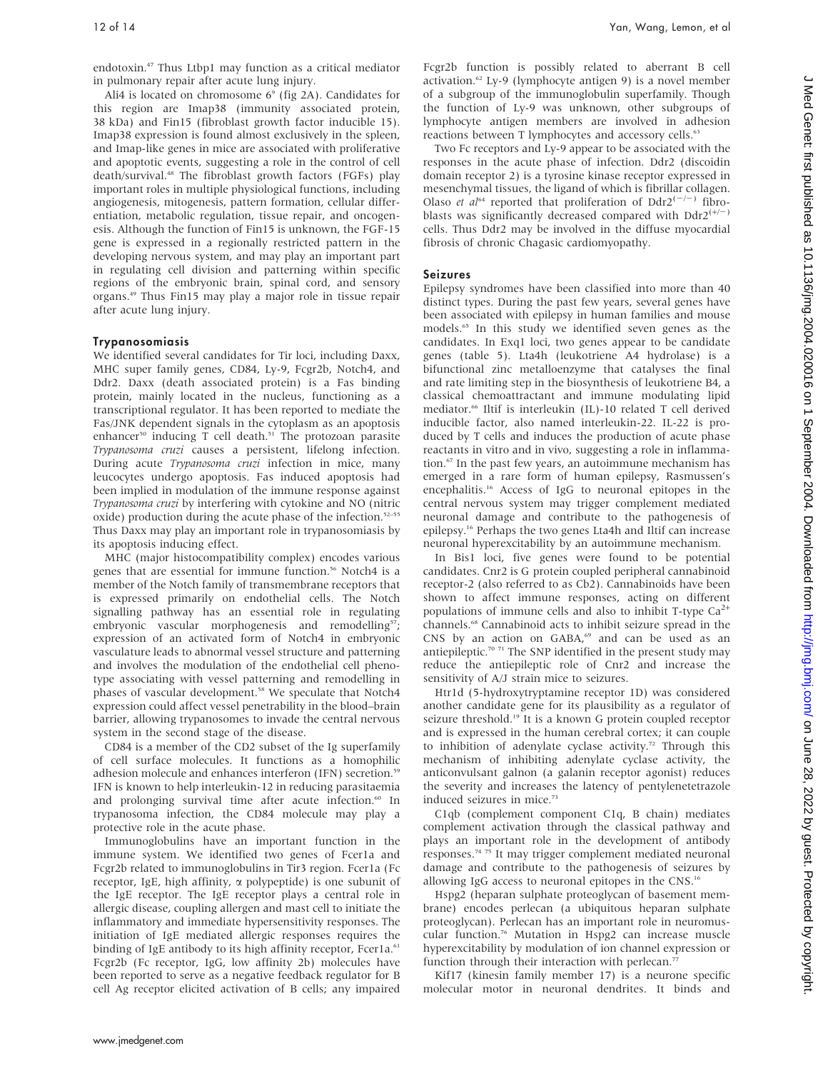endotoxin.[47] Thus Ltbp1 may function as a critical mediator in pulmonary repair after acute lung injury.

Ali4 is located on chromosome 6[9] (fig 2A). Candidates for this region are Imap38 (immunity associated protein, 38 kDa) and Fin15 (fibroblast growth factor inducible 15). Imap38 expression is found almost exclusively in the spleen, and Imap-like genes in mice are associated with proliferative and apoptotic events, suggesting a role in the control of cell death/survival.[48] The fibroblast growth factors (FGFs) play important roles in multiple physiological functions, including angiogenesis, mitogenesis, pattern formation, cellular differentiation, metabolic regulation, tissue repair, and oncogenesis. Although the function of Fin15 is unknown, the FGF-15 gene is expressed in a regionally restricted pattern in the developing nervous system, and may play an important part in regulating cell division and patterning within specific regions of the embryonic brain, spinal cord, and sensory organs.[49] Thus Fin15 may play a major role in tissue repair after acute lung injury.

### Trypanosomiasis

We identified several candidates for Tir loci, including Daxx, MHC super family genes, CD84, Ly-9, Fcgr2b, Notch4, and Ddr2. Daxx (death associated protein) is a Fas binding protein, mainly located in the nucleus, functioning as a transcriptional regulator. It has been reported to mediate the Fas/JNK dependent signals in the cytoplasm as an apoptosis enhancer[50] inducing T cell death.[51] The protozoan parasite *Trypanosoma cruzi* causes a persistent, lifelong infection. During acute *Trypanosoma cruzi* infection in mice, many leucocytes undergo apoptosis. Fas induced apoptosis had been implied in modulation of the immune response against *Trypanosoma cruzi* by interfering with cytokine and NO (nitric oxide) production during the acute phase of the infection.[52–55] Thus Daxx may play an important role in trypanosomiasis by its apoptosis inducing effect.

MHC (major histocompatibility complex) encodes various genes that are essential for immune function.[56] Notch4 is a member of the Notch family of transmembrane receptors that is expressed primarily on endothelial cells. The Notch signalling pathway has an essential role in regulating embryonic vascular morphogenesis and remodelling[57]; expression of an activated form of Notch4 in embryonic vasculature leads to abnormal vessel structure and patterning and involves the modulation of the endothelial cell phenotype associating with vessel patterning and remodelling in phases of vascular development.[58] We speculate that Notch4 expression could affect vessel penetrability in the blood–brain barrier, allowing trypanosomes to invade the central nervous system in the second stage of the disease.

CD84 is a member of the CD2 subset of the Ig superfamily of cell surface molecules. It functions as a homophilic adhesion molecule and enhances interferon (IFN) secretion.[59] IFN is known to help interleukin-12 in reducing parasitaemia and prolonging survival time after acute infection.[60] In trypanosoma infection, the CD84 molecule may play a protective role in the acute phase.

Immunoglobulins have an important function in the immune system. We identified two genes of Fcer1a and Fcgr2b related to immunoglobulins in Tir3 region. Fcer1a (Fc receptor, IgE, high affinity, $\alpha$ polypeptide) is one subunit of the IgE receptor. The IgE receptor plays a central role in allergic disease, coupling allergen and mast cell to initiate the inflammatory and immediate hypersensitivity responses. The initiation of IgE mediated allergic responses requires the binding of IgE antibody to its high affinity receptor, Fcer1a.[61] Fcgr2b (Fc receptor, IgG, low affinity 2b) molecules have been reported to serve as a negative feedback regulator for B cell Ag receptor elicited activation of B cells; any impaired Fcgr2b function is possibly related to aberrant B cell activation.[62] Ly-9 (lymphocyte antigen 9) is a novel member of a subgroup of the immunoglobulin superfamily. Though the function of Ly-9 was unknown, other subgroups of lymphocyte antigen members are involved in adhesion reactions between T lymphocytes and accessory cells.[63]

Two Fc receptors and Ly-9 appear to be associated with the responses in the acute phase of infection. Ddr2 (discoidin domain receptor 2) is a tyrosine kinase receptor expressed in mesenchymal tissues, the ligand of which is fibrillar collagen. Olaso *et al*[64] reported that proliferation of Ddr2$^{(-/-)}$ fibroblasts was significantly decreased compared with Ddr2$^{(+/-)}$ cells. Thus Ddr2 may be involved in the diffuse myocardial fibrosis of chronic Chagasic cardiomyopathy.

### Seizures

Epilepsy syndromes have been classified into more than 40 distinct types. During the past few years, several genes have been associated with epilepsy in human families and mouse models.[65] In this study we identified seven genes as the candidates. In Exq1 loci, two genes appear to be candidate genes (table 5). Lta4h (leukotriene A4 hydrolase) is a bifunctional zinc metalloenzyme that catalyses the final and rate limiting step in the biosynthesis of leukotriene B4, a classical chemoattractant and immune modulating lipid mediator.[66] Iltif is interleukin (IL)-10 related T cell derived inducible factor, also named interleukin-22. IL-22 is produced by T cells and induces the production of acute phase reactants in vitro and in vivo, suggesting a role in inflammation.[67] In the past few years, an autoimmune mechanism has emerged in a rare form of human epilepsy, Rasmussen's encephalitis.[16] Access of IgG to neuronal epitopes in the central nervous system may trigger complement mediated neuronal damage and contribute to the pathogenesis of epilepsy.[16] Perhaps the two genes Lta4h and Iltif can increase neuronal hyperexcitability by an autoimmune mechanism.

In Bis1 loci, five genes were found to be potential candidates. Cnr2 is G protein coupled peripheral cannabinoid receptor-2 (also referred to as Cb2). Cannabinoids have been shown to affect immune responses, acting on different populations of immune cells and also to inhibit T-type $Ca^{2+}$ channels.[68] Cannabinoid acts to inhibit seizure spread in the CNS by an action on GABA,[69] and can be used as an antiepileptic.[70 71] The SNP identified in the present study may reduce the antiepileptic role of Cnr2 and increase the sensitivity of A/J strain mice to seizures.

Htr1d (5-hydroxytryptamine receptor 1D) was considered another candidate gene for its plausibility as a regulator of seizure threshold.[19] It is a known G protein coupled receptor and is expressed in the human cerebral cortex; it can couple to inhibition of adenylate cyclase activity.[72] Through this mechanism of inhibiting adenylate cyclase activity, the anticonvulsant galnon (a galanin receptor agonist) reduces the severity and increases the latency of pentylenetetrazole induced seizures in mice.[73]

C1qb (complement component C1q, B chain) mediates complement activation through the classical pathway and plays an important role in the development of antibody responses.[74 75] It may trigger complement mediated neuronal damage and contribute to the pathogenesis of seizures by allowing IgG access to neuronal epitopes in the CNS.[16]

Hspg2 (heparan sulphate proteoglycan of basement membrane) encodes perlecan (a ubiquitous heparan sulphate proteoglycan). Perlecan has an important role in neuromuscular function.[76] Mutation in Hspg2 can increase muscle hyperexcitability by modulation of ion channel expression or function through their interaction with perlecan.[77]

Kif17 (kinesin family member 17) is a neurone specific molecular motor in neuronal dendrites. It binds and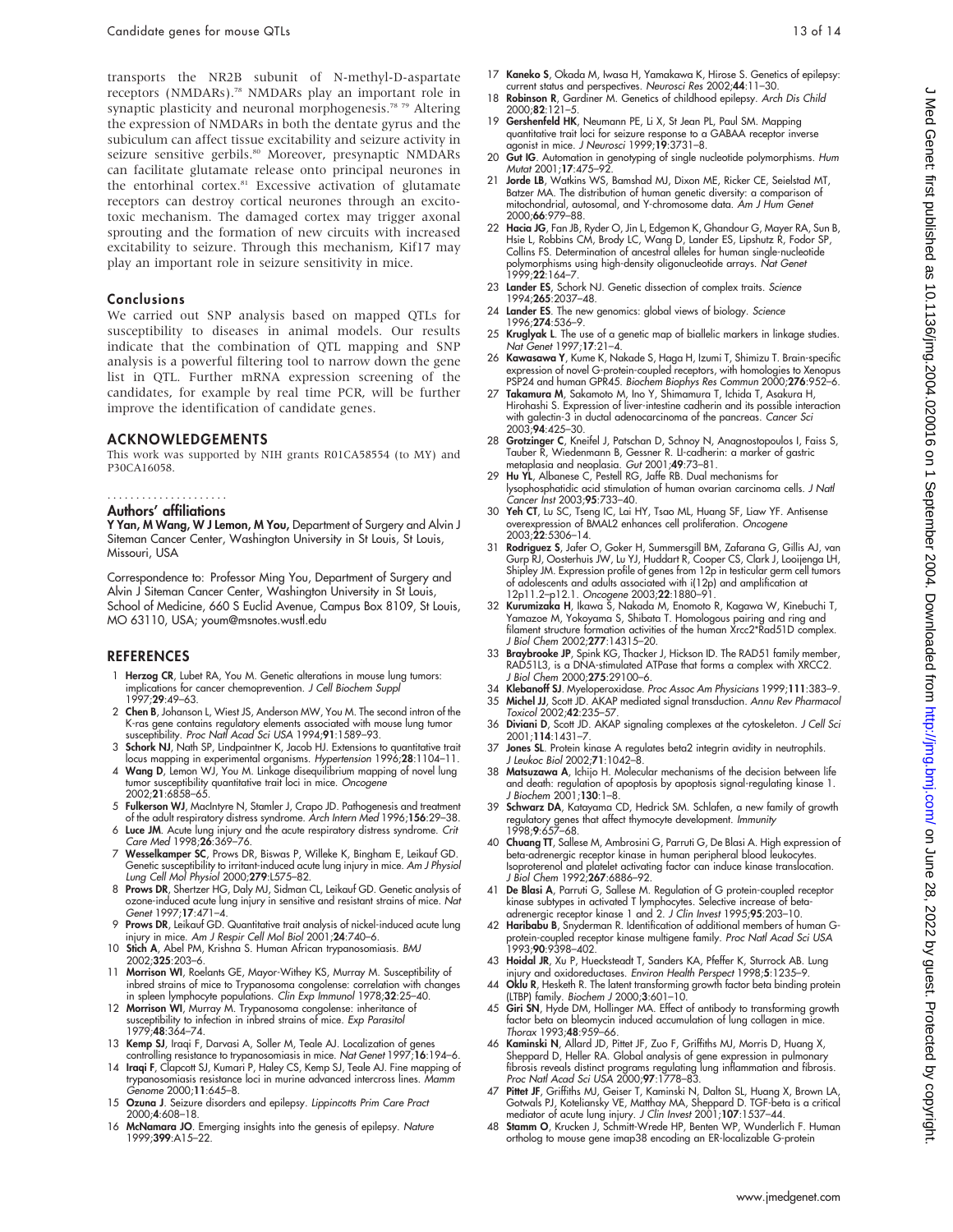transports the NR2B subunit of N-methyl-D-aspartate receptors (NMDARs).[78] NMDARs play an important role in synaptic plasticity and neuronal morphogenesis.[78 79] Altering the expression of NMDARs in both the dentate gyrus and the subiculum can affect tissue excitability and seizure activity in seizure sensitive gerbils.[80] Moreover, presynaptic NMDARs can facilitate glutamate release onto principal neurones in the entorhinal cortex.[81] Excessive activation of glutamate receptors can destroy cortical neurones through an excitotoxic mechanism. The damaged cortex may trigger axonal sprouting and the formation of new circuits with increased excitability to seizure. Through this mechanism, Kif17 may play an important role in seizure sensitivity in mice.

## Conclusions

We carried out SNP analysis based on mapped QTLs for susceptibility to diseases in animal models. Our results indicate that the combination of QTL mapping and SNP analysis is a powerful filtering tool to narrow down the gene list in QTL. Further mRNA expression screening of the candidates, for example by real time PCR, will be further improve the identification of candidate genes.

## ACKNOWLEDGEMENTS

This work was supported by NIH grants R01CA58554 (to MY) and P30CA16058.

## Authors' affiliations

**Y Yan, M Wang, W J Lemon, M You,** Department of Surgery and Alvin J Siteman Cancer Center, Washington University in St Louis, St Louis, Missouri, USA

Correspondence to: Professor Ming You, Department of Surgery and Alvin J Siteman Cancer Center, Washington University in St Louis, School of Medicine, 660 S Euclid Avenue, Campus Box 8109, St Louis, MO 63110, USA; youm@msnotes.wustl.edu

## REFERENCES

1. **Herzog CR**, Lubet RA, You M. Genetic alterations in mouse lung tumors: implications for cancer chemoprevention. *J Cell Biochem Suppl* 1997;**29**:49–63.
2. **Chen B**, Johanson L, Wiest JS, Anderson MW, You M. The second intron of the K-ras gene contains regulatory elements associated with mouse lung tumor susceptibility. *Proc Natl Acad Sci USA* 1994;**91**:1589–93.
3. **Schork NJ**, Nath SP, Lindpaintner K, Jacob HJ. Extensions to quantitative trait locus mapping in experimental organisms. *Hypertension* 1996;**28**:1104–11.
4. **Wang D**, Lemon WJ, You M. Linkage disequilibrium mapping of novel lung tumor susceptibility quantitative trait loci in mice. *Oncogene* 2002;**21**:6858–65.
5. **Fulkerson WJ**, MacIntyre N, Stamler J, Crapo JD. Pathogenesis and treatment of the adult respiratory distress syndrome. *Arch Intern Med* 1996;**156**:29–38.
6. **Luce JM**. Acute lung injury and the acute respiratory distress syndrome. *Crit Care Med* 1998;**26**:369–76.
7. **Wesselkamper SC**, Prows DR, Biswas P, Willeke K, Bingham E, Leikauf GD. Genetic susceptibility to irritant-induced acute lung injury in mice. *Am J Physiol Lung Cell Mol Physiol* 2000;**279**:L575–82.
8. **Prows DR**, Shertzer HG, Daly MJ, Sidman CL, Leikauf GD. Genetic analysis of ozone-induced acute lung injury in sensitive and resistant strains of mice. *Nat Genet* 1997;**17**:471–4.
9. **Prows DR**, Leikauf GD. Quantitative trait analysis of nickel-induced acute lung injury in mice. *Am J Respir Cell Mol Biol* 2001;**24**:740–6.
10. **Stich A**, Abel PM, Krishna S. Human African trypanosomiasis. *BMJ* 2002;**325**:203–6.
11. **Morrison WI**, Roelants GE, Mayor-Withey KS, Murray M. Susceptibility of inbred strains of mice to Trypanosoma congolense: correlation with changes in spleen lymphocyte populations. *Clin Exp Immunol* 1978;**32**:25–40.
12. **Morrison WI**, Murray M. Trypanosoma congolense: inheritance of susceptibility to infection in inbred strains of mice. *Exp Parasitol* 1979;**48**:364–74.
13. **Kemp SJ**, Iraqi F, Darvasi A, Soller M, Teale AJ. Localization of genes controlling resistance to trypanosomiasis in mice. *Nat Genet* 1997;**16**:194–6.
14. **Iraqi F**, Clapcott SJ, Kumari P, Haley CS, Kemp SJ, Teale AJ. Fine mapping of trypanosomiasis resistance loci in murine advanced intercross lines. *Mamm Genome* 2000;**11**:645–8.
15. **Ozuna J**. Seizure disorders and epilepsy. *Lippincotts Prim Care Pract* 2000;**4**:608–18.
16. **McNamara JO**. Emerging insights into the genesis of epilepsy. *Nature* 1999;**399**:A15–22.
17. **Kaneko S**, Okada M, Iwasa H, Yamakawa K, Hirose S. Genetics of epilepsy: current status and perspectives. *Neurosci Res* 2002;**44**:11–30.
18. **Robinson R**, Gardiner M. Genetics of childhood epilepsy. *Arch Dis Child* 2000;**82**:121–5.
19. **Gershenfeld HK**, Neumann PE, Li X, St Jean PL, Paul SM. Mapping quantitative trait loci for seizure response to a GABAA receptor inverse agonist in mice. *J Neurosci* 1999;**19**:3731–8.
20. **Gut IG**. Automation in genotyping of single nucleotide polymorphisms. *Hum Mutat* 2001;**17**:475–92.
21. **Jorde LB**, Watkins WS, Bamshad MJ, Dixon ME, Ricker CE, Seielstad MT, Batzer MA. The distribution of human genetic diversity: a comparison of mitochondrial, autosomal, and Y-chromosome data. *Am J Hum Genet* 2000;**66**:979–88.
22. **Hacia JG**, Fan JB, Ryder O, Jin L, Edgemon K, Ghandour G, Mayer RA, Sun B, Hsie L, Robbins CM, Brody LC, Wang D, Lander ES, Lipshutz R, Fodor SP, Collins FS. Determination of ancestral alleles for human single-nucleotide polymorphisms using high-density oligonucleotide arrays. *Nat Genet* 1999;**22**:164–7.
23. **Lander ES**, Schork NJ. Genetic dissection of complex traits. *Science* 1994;**265**:2037–48.
24. **Lander ES**. The new genomics: global views of biology. *Science* 1996;**274**:536–9.
25. **Kruglyak L**. The use of a genetic map of biallelic markers in linkage studies. *Nat Genet* 1997;**17**:21–4.
26. **Kawasawa Y**, Kume K, Nakade S, Haga H, Izumi T, Shimizu T. Brain-specific expression of novel G-protein-coupled receptors, with homologies to Xenopus PSP24 and human GPR45. *Biochem Biophys Res Commun* 2000;**276**:952–6.
27. **Takamura M**, Sakamoto M, Ino Y, Shimamura T, Ichida T, Asakura H, Hirohashi S. Expression of liver-intestine cadherin and its possible interaction with galectin-3 in ductal adenocarcinoma of the pancreas. *Cancer Sci* 2003;**94**:425–30.
28. **Grotzinger C**, Kneifel J, Patschan D, Schnoy N, Anagnostopoulos I, Faiss S, Tauber R, Wiedenmann B, Gessner R. LI-cadherin: a marker of gastric metaplasia and neoplasia. *Gut* 2001;**49**:73–81.
29. **Hu YL**, Albanese C, Pestell RG, Jaffe RB. Dual mechanisms for lysophosphatidic acid stimulation of human ovarian carcinoma cells. *J Natl Cancer Inst* 2003;**95**:733–40.
30. **Yeh CT**, Lu SC, Tseng IC, Lai HY, Tsao ML, Huang SF, Liaw YF. Antisense overexpression of BMAL2 enhances cell proliferation. *Oncogene* 2003;**22**:5306–14.
31. **Rodriguez S**, Jafer O, Goker H, Summersgill BM, Zafarana G, Gillis AJ, van Gurp RJ, Oosterhuis JW, Lu YJ, Huddart R, Cooper CS, Clark J, Looijenga LH, Shipley JM. Expression profile of genes from 12p in testicular germ cell tumors of adolescents and adults associated with i(12p) and amplification at 12p11.2–p12.1. *Oncogene* 2003;**22**:1880–91.
32. **Kurumizaka H**, Ikawa S, Nakada M, Enomoto R, Kagawa W, Kinebuchi T, Yamazoe M, Yokoyama S, Shibata T. Homologous pairing and ring and filament structure formation activities of the human Xrcc2*Rad51D complex. *J Biol Chem* 2002;**277**:14315–20.
33. **Braybrooke JP**, Spink KG, Thacker J, Hickson ID. The RAD51 family member, RAD51L3, is a DNA-stimulated ATPase that forms a complex with XRCC2. *J Biol Chem* 2000;**275**:29100–6.
34. **Klebanoff SJ**. Myeloperoxidase. *Proc Assoc Am Physicians* 1999;**111**:383–9.
35. **Michel JJ**, Scott JD. AKAP mediated signal transduction. *Annu Rev Pharmacol Toxicol* 2002;**42**:235–57.
36. **Diviani D**, Scott JD. AKAP signaling complexes at the cytoskeleton. *J Cell Sci* 2001;**114**:1431–7.
37. **Jones SL**. Protein kinase A regulates beta2 integrin avidity in neutrophils. *J Leukoc Biol* 2002;**71**:1042–8.
38. **Matsuzawa A**, Ichijo H. Molecular mechanisms of the decision between life and death: regulation of apoptosis by apoptosis signal-regulating kinase 1. *J Biochem* 2001;**130**:1–8.
39. **Schwarz DA**, Katayama CD, Hedrick SM. Schlafen, a new family of growth regulatory genes that affect thymocyte development. *Immunity* 1998;**9**:657–68.
40. **Chuang TT**, Sallese M, Ambrosini G, Parruti G, De Blasi A. High expression of beta-adrenergic receptor kinase in human peripheral blood leukocytes. Isoproterenol and platelet activating factor can induce kinase translocation. *J Biol Chem* 1992;**267**:6886–92.
41. **De Blasi A**, Parruti G, Sallese M. Regulation of G protein-coupled receptor kinase subtypes in activated T lymphocytes. Selective increase of beta-adrenergic receptor kinase 1 and 2. *J Clin Invest* 1995;**95**:203–10.
42. **Haribabu B**, Snyderman R. Identification of additional members of human G-protein-coupled receptor kinase multigene family. *Proc Natl Acad Sci USA* 1993;**90**:9398–402.
43. **Hoidal JR**, Xu P, Huecksteadt T, Sanders KA, Pfeffer K, Sturrock AB. Lung injury and oxidoreductases. *Environ Health Perspect* 1998;**5**:1235–9.
44. **Oklu R**, Hesketh R. The latent transforming growth factor beta binding protein (LTBP) family. *Biochem J* 2000;**3**:601–10.
45. **Giri SN**, Hyde DM, Hollinger MA. Effect of antibody to transforming growth factor beta on bleomycin induced accumulation of lung collagen in mice. *Thorax* 1993;**48**:959–66.
46. **Kaminski N**, Allard JD, Pittet JF, Zuo F, Griffiths MJ, Morris D, Huang X, Sheppard D, Heller RA. Global analysis of gene expression in pulmonary fibrosis reveals distinct programs regulating lung inflammation and fibrosis. *Proc Natl Acad Sci USA* 2000;**97**:1778–83.
47. **Pittet JF**, Griffiths MJ, Geiser T, Kaminski N, Dalton SL, Huang X, Brown LA, Gotwals PJ, Koteliansky VE, Matthay MA, Sheppard D. TGF-beta is a critical mediator of acute lung injury. *J Clin Invest* 2001;**107**:1537–44.
48. **Stamm O**, Krucken J, Schmitt-Wrede HP, Benten WP, Wunderlich F. Human ortholog to mouse gene imap38 encoding an ER-localizable G-protein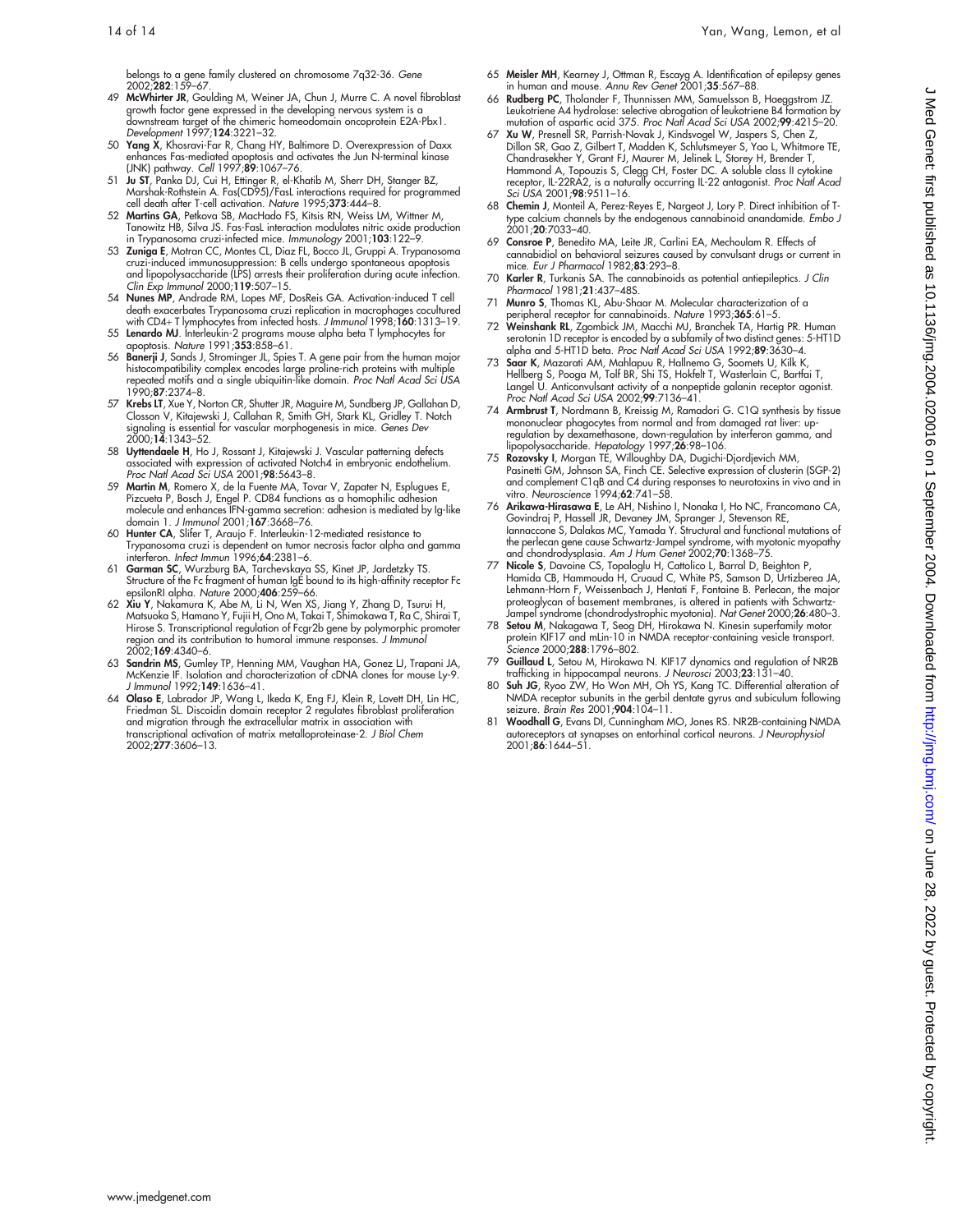belongs to a gene family clustered on chromosome 7q32-36. *Gene* 2002;**282**:159–67.

49 **McWhirter JR**, Goulding M, Weiner JA, Chun J, Murre C. A novel fibroblast growth factor gene expressed in the developing nervous system is a downstream target of the chimeric homeodomain oncoprotein E2A-Pbx1. *Development* 1997;**124**:3221–32.
50 **Yang X**, Khosravi-Far R, Chang HY, Baltimore D. Overexpression of Daxx enhances Fas-mediated apoptosis and activates the Jun N-terminal kinase (JNK) pathway. *Cell* 1997;**89**:1067–76.
51 **Ju ST**, Panka DJ, Cui H, Ettinger R, el-Khatib M, Sherr DH, Stanger BZ, Marshak-Rothstein A. Fas(CD95)/FasL interactions required for programmed cell death after T-cell activation. *Nature* 1995;**373**:444–8.
52 **Martins GA**, Petkova SB, MacHado FS, Kitsis RN, Weiss LM, Wittner M, Tanowitz HB, Silva JS. Fas-FasL interaction modulates nitric oxide production in Trypanosoma cruzi-infected mice. *Immunology* 2001;**103**:122–9.
53 **Zuniga E**, Motran CC, Montes CL, Diaz FL, Bocco JL, Gruppi A. Trypanosoma cruzi-induced immunosuppression: B cells undergo spontaneous apoptosis and lipopolysaccharide (LPS) arrests their proliferation during acute infection. *Clin Exp Immunol* 2000;**119**:507–15.
54 **Nunes MP**, Andrade RM, Lopes MF, DosReis GA. Activation-induced T cell death exacerbates Trypanosoma cruzi replication in macrophages cocultured with CD4+ T lymphocytes from infected hosts. *J Immunol* 1998;**160**:1313–19.
55 **Lenardo MJ**. Interleukin-2 programs mouse alpha beta T lymphocytes for apoptosis. *Nature* 1991;**353**:858–61.
56 **Banerji J**, Sands J, Strominger JL, Spies T. A gene pair from the human major histocompatibility complex encodes large proline-rich proteins with multiple repeated motifs and a single ubiquitin-like domain. *Proc Natl Acad Sci USA* 1990;**87**:2374–8.
57 **Krebs LT**, Xue Y, Norton CR, Shutter JR, Maguire M, Sundberg JP, Gallahan D, Closson V, Kitajewski J, Callahan R, Smith GH, Stark KL, Gridley T. Notch signaling is essential for vascular morphogenesis in mice. *Genes Dev* 2000;**14**:1343–52.
58 **Uyttendaele H**, Ho J, Rossant J, Kitajewski J. Vascular patterning defects associated with expression of activated Notch4 in embryonic endothelium. *Proc Natl Acad Sci USA* 2001;**98**:5643–8.
59 **Martin M**, Romero X, de la Fuente MA, Tovar V, Zapater N, Esplugues E, Pizcueta P, Bosch J, Engel P. CD84 functions as a homophilic adhesion molecule and enhances IFN-gamma secretion: adhesion is mediated by Ig-like domain 1. *J Immunol* 2001;**167**:3668–76.
60 **Hunter CA**, Slifer T, Araujo F. Interleukin-12-mediated resistance to Trypanosoma cruzi is dependent on tumor necrosis factor alpha and gamma interferon. *Infect Immun* 1996;**64**:2381–6.
61 **Garman SC**, Wurzburg BA, Tarchevskaya SS, Kinet JP, Jardetzky TS. Structure of the Fc fragment of human IgE bound to its high-affinity receptor Fc epsilonRI alpha. *Nature* 2000;**406**:259–66.
62 **Xiu Y**, Nakamura K, Abe M, Li N, Wen XS, Jiang Y, Zhang D, Tsurui H, Matsuoka S, Hamano Y, Fujii H, Ono M, Takai T, Shimokawa T, Ra C, Shirai T, Hirose S. Transcriptional regulation of Fcgr2b gene by polymorphic promoter region and its contribution to humoral immune responses. *J Immunol* 2002;**169**:4340–6.
63 **Sandrin MS**, Gumley TP, Henning MM, Vaughan HA, Gonez LJ, Trapani JA, McKenzie IF. Isolation and characterization of cDNA clones for mouse Ly-9. *J Immunol* 1992;**149**:1636–41.
64 **Olaso E**, Labrador JP, Wang L, Ikeda K, Eng FJ, Klein R, Lovett DH, Lin HC, Friedman SL. Discoidin domain receptor 2 regulates fibroblast proliferation and migration through the extracellular matrix in association with transcriptional activation of matrix metalloproteinase-2. *J Biol Chem* 2002;**277**:3606–13.
65 **Meisler MH**, Kearney J, Ottman R, Escayg A. Identification of epilepsy genes in human and mouse. *Annu Rev Genet* 2001;**35**:567–88.
66 **Rudberg PC**, Tholander F, Thunnissen MM, Samuelsson B, Haeggstrom JZ. Leukotriene A4 hydrolase: selective abrogation of leukotriene B4 formation by mutation of aspartic acid 375. *Proc Natl Acad Sci USA* 2002;**99**:4215–20.
67 **Xu W**, Presnell SR, Parrish-Novak J, Kindsvogel W, Jaspers S, Chen Z, Dillon SR, Gao Z, Gilbert T, Madden K, Schlutsmeyer S, Yao L, Whitmore TE, Chandrasekher Y, Grant FJ, Maurer M, Jelinek L, Storey H, Brender T, Hammond A, Topouzis S, Clegg CH, Foster DC. A soluble class II cytokine receptor, IL-22RA2, is a naturally occurring IL-22 antagonist. *Proc Natl Acad Sci USA* 2001;**98**:9511–16.
68 **Chemin J**, Monteil A, Perez-Reyes E, Nargeot J, Lory P. Direct inhibition of T-type calcium channels by the endogenous cannabinoid anandamide. *Embo J* 2001;**20**:7033–40.
69 **Consroe P**, Benedito MA, Leite JR, Carlini EA, Mechoulam R. Effects of cannabidiol on behavioral seizures caused by convulsant drugs or current in mice. *Eur J Pharmacol* 1982;**83**:293–8.
70 **Karler R**, Turkanis SA. The cannabinoids as potential antiepileptics. *J Clin Pharmacol* 1981;**21**:437–48S.
71 **Munro S**, Thomas KL, Abu-Shaar M. Molecular characterization of a peripheral receptor for cannabinoids. *Nature* 1993;**365**:61–5.
72 **Weinshank RL**, Zgombick JM, Macchi MJ, Branchek TA, Hartig PR. Human serotonin 1D receptor is encoded by a subfamily of two distinct genes: 5-HT1D alpha and 5-HT1D beta. *Proc Natl Acad Sci USA* 1992;**89**:3630–4.
73 **Saar K**, Mazarati AM, Mahlapuu R, Hallnemo G, Soomets U, Kilk K, Hellberg S, Pooga M, Tolf BR, Shi TS, Hokfelt T, Wasterlain C, Bartfai T, Langel U. Anticonvulsant activity of a nonpeptide galanin receptor agonist. *Proc Natl Acad Sci USA* 2002;**99**:7136–41.
74 **Armbrust T**, Nordmann B, Kreissig M, Ramadori G. C1Q synthesis by tissue mononuclear phagocytes from normal and from damaged rat liver: up-regulation by dexamethasone, down-regulation by interferon gamma, and lipopolysaccharide. *Hepatology* 1997;**26**:98–106.
75 **Rozovsky I**, Morgan TE, Willoughby DA, Dugichi-Djordjevich MM, Pasinetti GM, Johnson SA, Finch CE. Selective expression of clusterin (SGP-2) and complement C1qB and C4 during responses to neurotoxins in vivo and in vitro. *Neuroscience* 1994;**62**:741–58.
76 **Arikawa-Hirasawa E**, Le AH, Nishino I, Nonaka I, Ho NC, Francomano CA, Govindraj P, Hassell JR, Devaney JM, Spranger J, Stevenson RE, Iannaccone S, Dalakas MC, Yamada Y. Structural and functional mutations of the perlecan gene cause Schwartz-Jampel syndrome, with myotonic myopathy and chondrodysplasia. *Am J Hum Genet* 2002;**70**:1368–75.
77 **Nicole S**, Davoine CS, Topaloglu H, Cattolico L, Barral D, Beighton P, Hamida CB, Hammouda H, Cruaud C, White PS, Samson D, Urtizberea JA, Lehmann-Horn F, Weissenbach J, Hentati F, Fontaine B. Perlecan, the major proteoglycan of basement membranes, is altered in patients with Schwartz-Jampel syndrome (chondrodystrophic myotonia). *Nat Genet* 2000;**26**:480–3.
78 **Setou M**, Nakagawa T, Seog DH, Hirokawa N. Kinesin superfamily motor protein KIF17 and mLin-10 in NMDA receptor-containing vesicle transport. *Science* 2000;**288**:1796–802.
79 **Guillaud L**, Setou M, Hirokawa N. KIF17 dynamics and regulation of NR2B trafficking in hippocampal neurons. *J Neurosci* 2003;**23**:131–40.
80 **Suh JG**, Ryoo ZW, Ho Won MH, Oh YS, Kang TC. Differential alteration of NMDA receptor subunits in the gerbil dentate gyrus and subiculum following seizure. *Brain Res* 2001;**904**:104–11.
81 **Woodhall G**, Evans DI, Cunningham MO, Jones RS. NR2B-containing NMDA autoreceptors at synapses on entorhinal cortical neurons. *J Neurophysiol* 2001;**86**:1644–51.